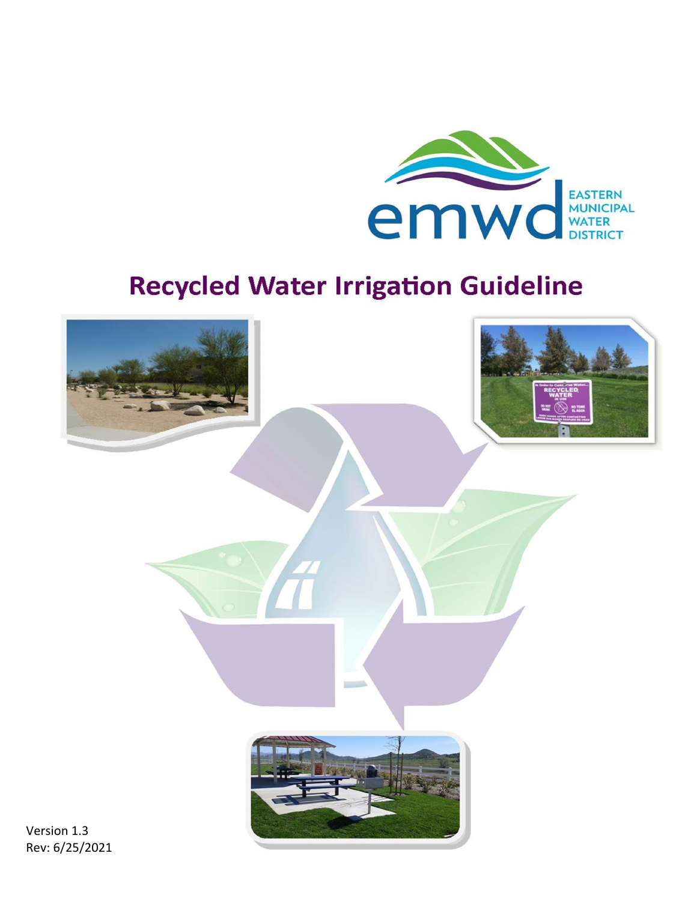EASTERN MUNICIPAL WATER DISTRICT

# Recycled Water Irrigation Guideline

Version 1.3
Rev: 6/25/2021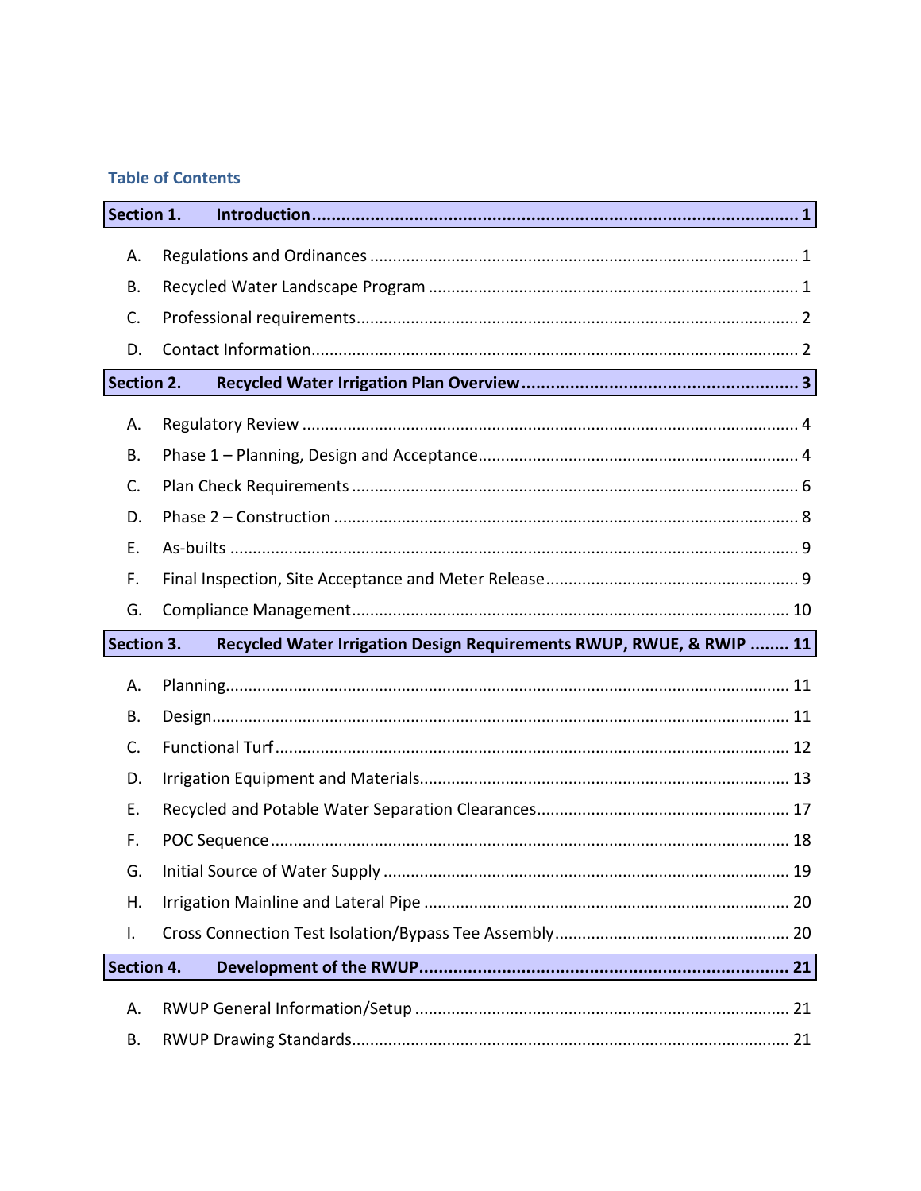## Table of Contents

**Section 1. Introduction ........................................................................................................ 1**

A. Regulations and Ordinances ........................................................................................... 1

B. Recycled Water Landscape Program ............................................................................... 1

C. Professional requirements............................................................................................... 2

D. Contact Information......................................................................................................... 2

**Section 2. Recycled Water Irrigation Plan Overview ........................................................ 3**

A. Regulatory Review ........................................................................................................... 4

B. Phase 1 – Planning, Design and Acceptance.................................................................... 4

C. Plan Check Requirements ................................................................................................ 6

D. Phase 2 – Construction .................................................................................................... 8

E. As-builts ........................................................................................................................... 9

F. Final Inspection, Site Acceptance and Meter Release ...................................................... 9

G. Compliance Management............................................................................................... 10

**Section 3. Recycled Water Irrigation Design Requirements RWUP, RWUE, & RWIP ........ 11**

A. Planning.......................................................................................................................... 11

B. Design............................................................................................................................. 11

C. Functional Turf ............................................................................................................... 12

D. Irrigation Equipment and Materials................................................................................ 13

E. Recycled and Potable Water Separation Clearances....................................................... 17

F. POC Sequence ................................................................................................................ 18

G. Initial Source of Water Supply ........................................................................................ 19

H. Irrigation Mainline and Lateral Pipe ............................................................................... 20

I. Cross Connection Test Isolation/Bypass Tee Assembly................................................... 20

**Section 4. Development of the RWUP.......................................................................... 21**

A. RWUP General Information/Setup ................................................................................. 21

B. RWUP Drawing Standards............................................................................................... 21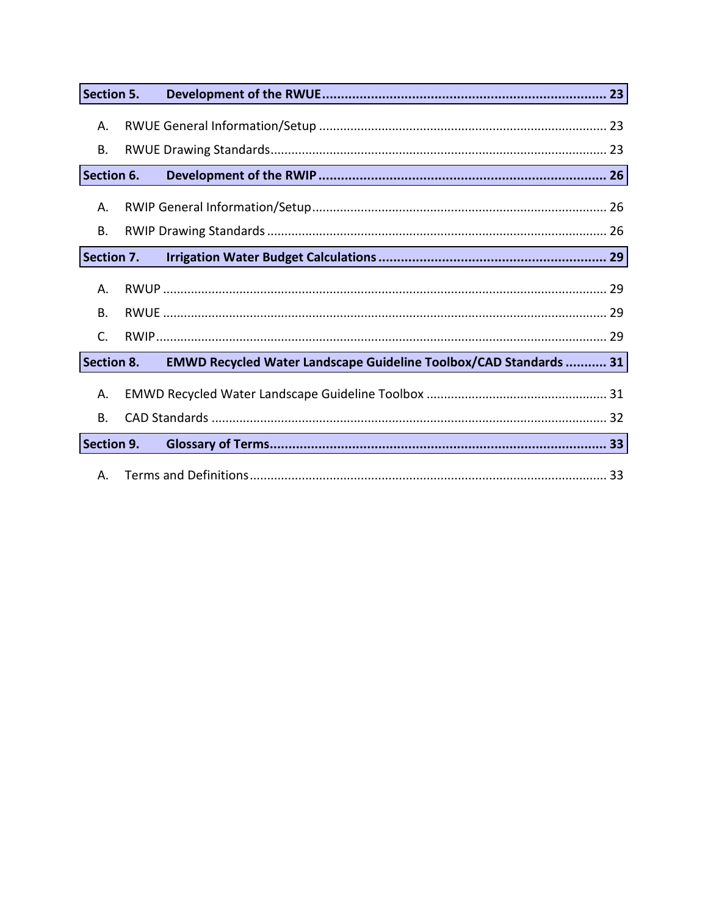**Section 5. Development of the RWUE ........................................................................ 23**

A. RWUE General Information/Setup ........................................................................ 23

B. RWUE Drawing Standards ........................................................................ 23

**Section 6. Development of the RWIP ........................................................................ 26**

A. RWIP General Information/Setup ........................................................................ 26

B. RWIP Drawing Standards ........................................................................ 26

**Section 7. Irrigation Water Budget Calculations ........................................................................ 29**

A. RWUP ........................................................................ 29

B. RWUE ........................................................................ 29

C. RWIP ........................................................................ 29

**Section 8. EMWD Recycled Water Landscape Guideline Toolbox/CAD Standards ........... 31**

A. EMWD Recycled Water Landscape Guideline Toolbox ........................................................................ 31

B. CAD Standards ........................................................................ 32

**Section 9. Glossary of Terms ........................................................................ 33**

A. Terms and Definitions ........................................................................ 33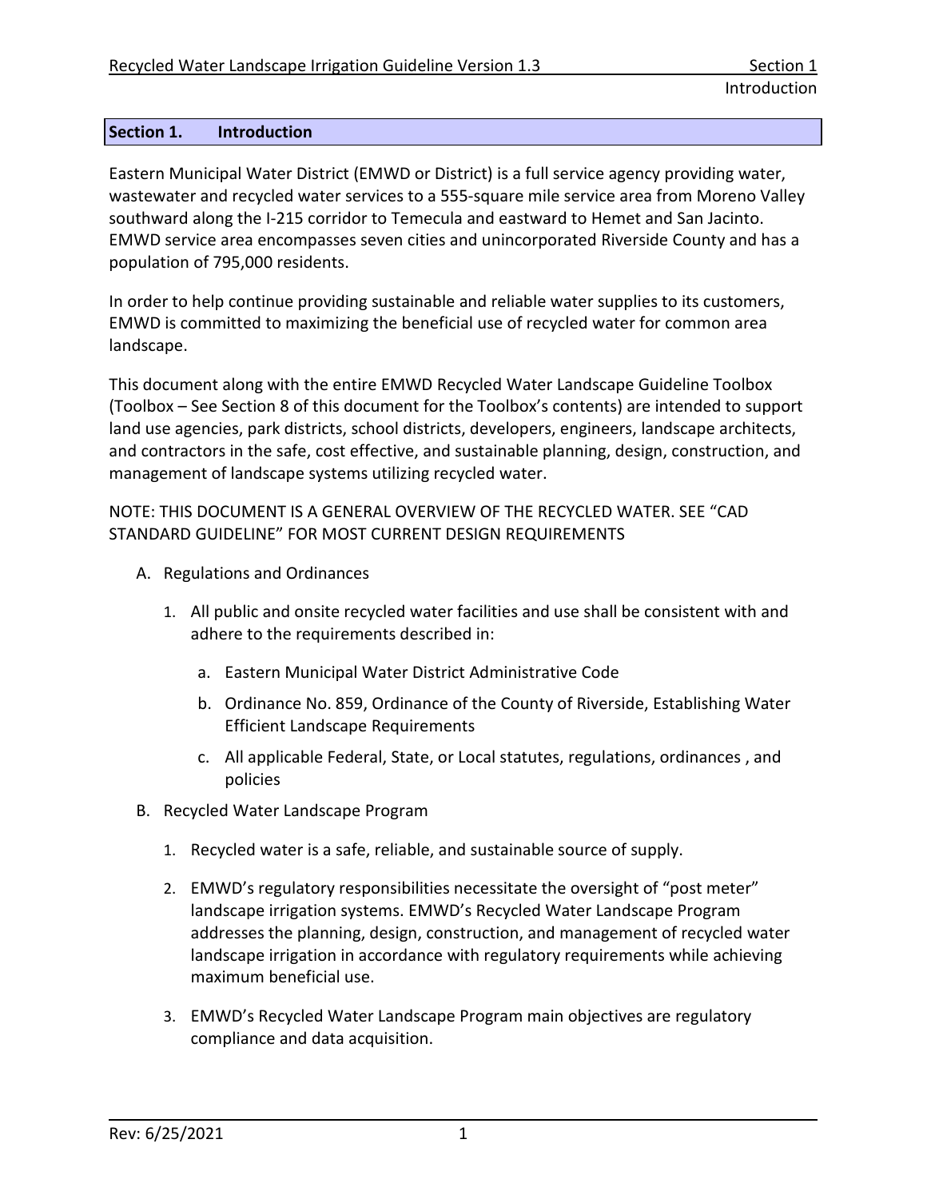## Section 1. Introduction

Eastern Municipal Water District (EMWD or District) is a full service agency providing water, wastewater and recycled water services to a 555-square mile service area from Moreno Valley southward along the I-215 corridor to Temecula and eastward to Hemet and San Jacinto. EMWD service area encompasses seven cities and unincorporated Riverside County and has a population of 795,000 residents.

In order to help continue providing sustainable and reliable water supplies to its customers, EMWD is committed to maximizing the beneficial use of recycled water for common area landscape.

This document along with the entire EMWD Recycled Water Landscape Guideline Toolbox (Toolbox – See Section 8 of this document for the Toolbox's contents) are intended to support land use agencies, park districts, school districts, developers, engineers, landscape architects, and contractors in the safe, cost effective, and sustainable planning, design, construction, and management of landscape systems utilizing recycled water.

NOTE: THIS DOCUMENT IS A GENERAL OVERVIEW OF THE RECYCLED WATER. SEE "CAD STANDARD GUIDELINE" FOR MOST CURRENT DESIGN REQUIREMENTS

A. Regulations and Ordinances

   1. All public and onsite recycled water facilities and use shall be consistent with and adhere to the requirements described in:

      a. Eastern Municipal Water District Administrative Code

      b. Ordinance No. 859, Ordinance of the County of Riverside, Establishing Water Efficient Landscape Requirements

      c. All applicable Federal, State, or Local statutes, regulations, ordinances , and policies

B. Recycled Water Landscape Program

   1. Recycled water is a safe, reliable, and sustainable source of supply.

   2. EMWD's regulatory responsibilities necessitate the oversight of "post meter" landscape irrigation systems. EMWD's Recycled Water Landscape Program addresses the planning, design, construction, and management of recycled water landscape irrigation in accordance with regulatory requirements while achieving maximum beneficial use.

   3. EMWD's Recycled Water Landscape Program main objectives are regulatory compliance and data acquisition.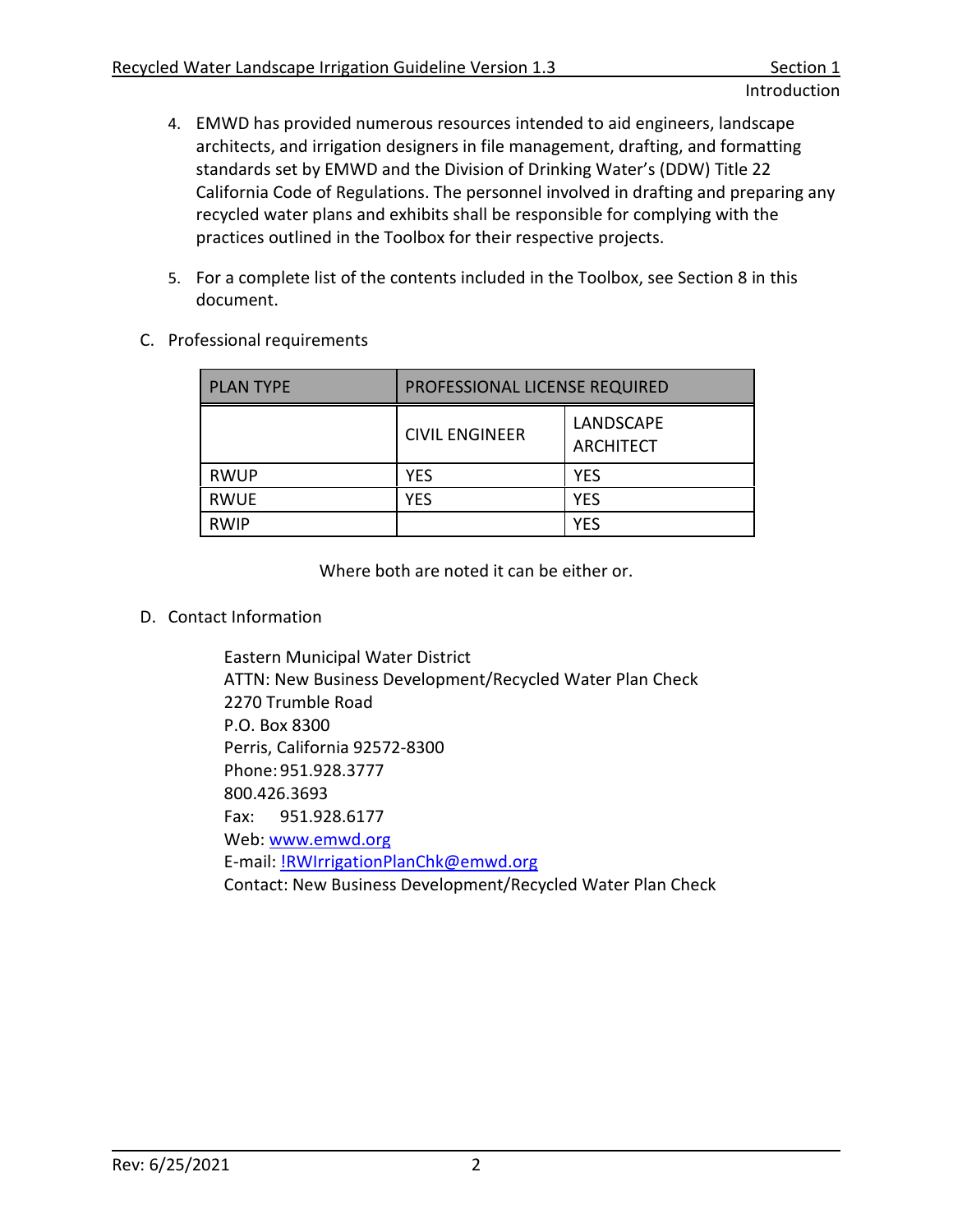4. EMWD has provided numerous resources intended to aid engineers, landscape architects, and irrigation designers in file management, drafting, and formatting standards set by EMWD and the Division of Drinking Water's (DDW) Title 22 California Code of Regulations. The personnel involved in drafting and preparing any recycled water plans and exhibits shall be responsible for complying with the practices outlined in the Toolbox for their respective projects.

5. For a complete list of the contents included in the Toolbox, see Section 8 in this document.

C. Professional requirements

| PLAN TYPE | PROFESSIONAL LICENSE REQUIRED | |
|---|---|---|
| | CIVIL ENGINEER | LANDSCAPE ARCHITECT |
| RWUP | YES | YES |
| RWUE | YES | YES |
| RWIP | | YES |

Where both are noted it can be either or.

D. Contact Information

Eastern Municipal Water District
ATTN: New Business Development/Recycled Water Plan Check
2270 Trumble Road
P.O. Box 8300
Perris, California 92572-8300
Phone: 951.928.3777
800.426.3693
Fax: 951.928.6177
Web: www.emwd.org
E-mail: !RWIrrigationPlanChk@emwd.org
Contact: New Business Development/Recycled Water Plan Check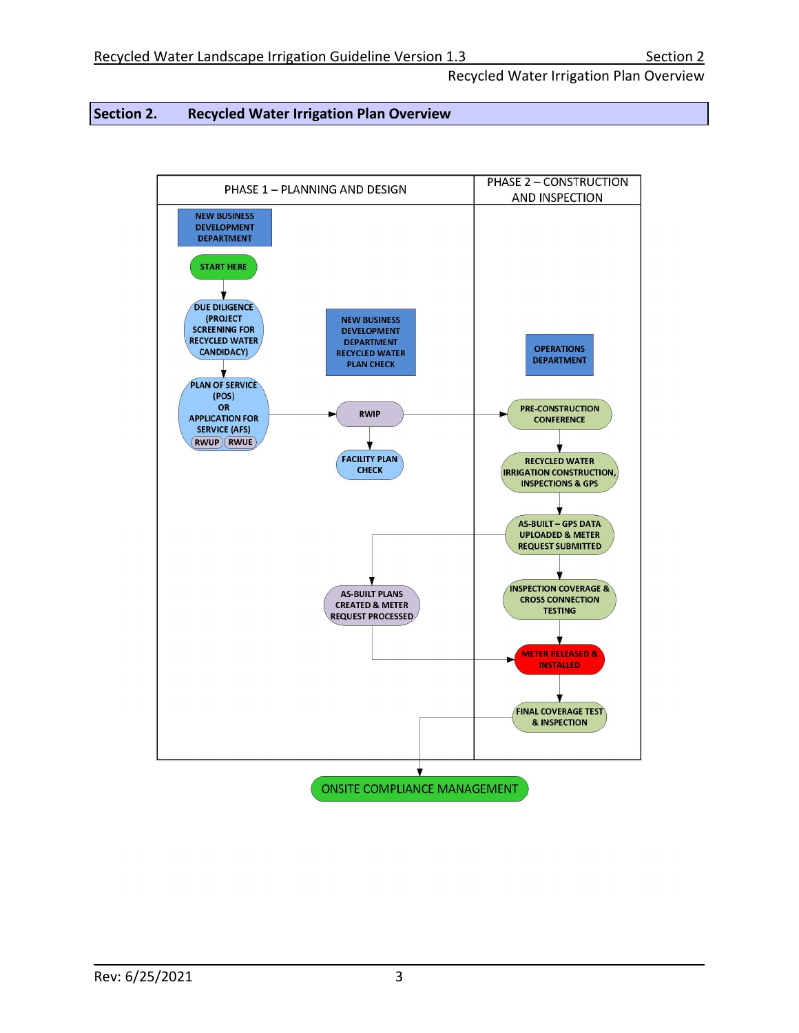## Section 2. Recycled Water Irrigation Plan Overview

PHASE 1 – PLANNING AND DESIGN

PHASE 2 – CONSTRUCTION AND INSPECTION

NEW BUSINESS DEVELOPMENT DEPARTMENT

START HERE

DUE DILIGENCE (PROJECT SCREENING FOR RECYCLED WATER CANDIDACY)

PLAN OF SERVICE (POS) OR APPLICATION FOR SERVICE (AFS)

RWUP RWUE

NEW BUSINESS DEVELOPMENT DEPARTMENT RECYCLED WATER PLAN CHECK

RWIP

FACILITY PLAN CHECK

OPERATIONS DEPARTMENT

PRE-CONSTRUCTION CONFERENCE

RECYCLED WATER IRRIGATION CONSTRUCTION, INSPECTIONS & GPS

AS-BUILT – GPS DATA UPLOADED & METER REQUEST SUBMITTED

AS-BUILT PLANS CREATED & METER REQUEST PROCESSED

INSPECTION COVERAGE & CROSS CONNECTION TESTING

METER RELEASED & INSTALLED

FINAL COVERAGE TEST & INSPECTION

ONSITE COMPLIANCE MANAGEMENT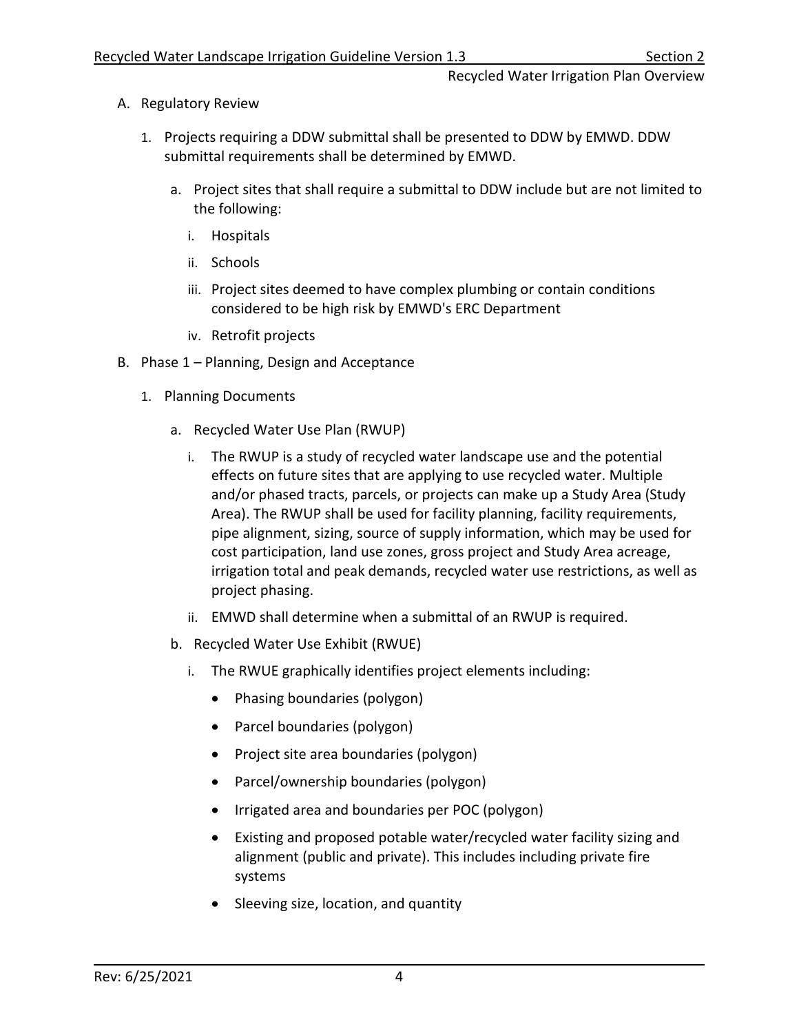A. Regulatory Review

   1. Projects requiring a DDW submittal shall be presented to DDW by EMWD. DDW submittal requirements shall be determined by EMWD.

      a. Project sites that shall require a submittal to DDW include but are not limited to the following:

         i. Hospitals

         ii. Schools

         iii. Project sites deemed to have complex plumbing or contain conditions considered to be high risk by EMWD's ERC Department

         iv. Retrofit projects

B. Phase 1 – Planning, Design and Acceptance

   1. Planning Documents

      a. Recycled Water Use Plan (RWUP)

         i. The RWUP is a study of recycled water landscape use and the potential effects on future sites that are applying to use recycled water. Multiple and/or phased tracts, parcels, or projects can make up a Study Area (Study Area). The RWUP shall be used for facility planning, facility requirements, pipe alignment, sizing, source of supply information, which may be used for cost participation, land use zones, gross project and Study Area acreage, irrigation total and peak demands, recycled water use restrictions, as well as project phasing.

         ii. EMWD shall determine when a submittal of an RWUP is required.

      b. Recycled Water Use Exhibit (RWUE)

         i. The RWUE graphically identifies project elements including:

            - Phasing boundaries (polygon)
            - Parcel boundaries (polygon)
            - Project site area boundaries (polygon)
            - Parcel/ownership boundaries (polygon)
            - Irrigated area and boundaries per POC (polygon)
            - Existing and proposed potable water/recycled water facility sizing and alignment (public and private). This includes including private fire systems
            - Sleeving size, location, and quantity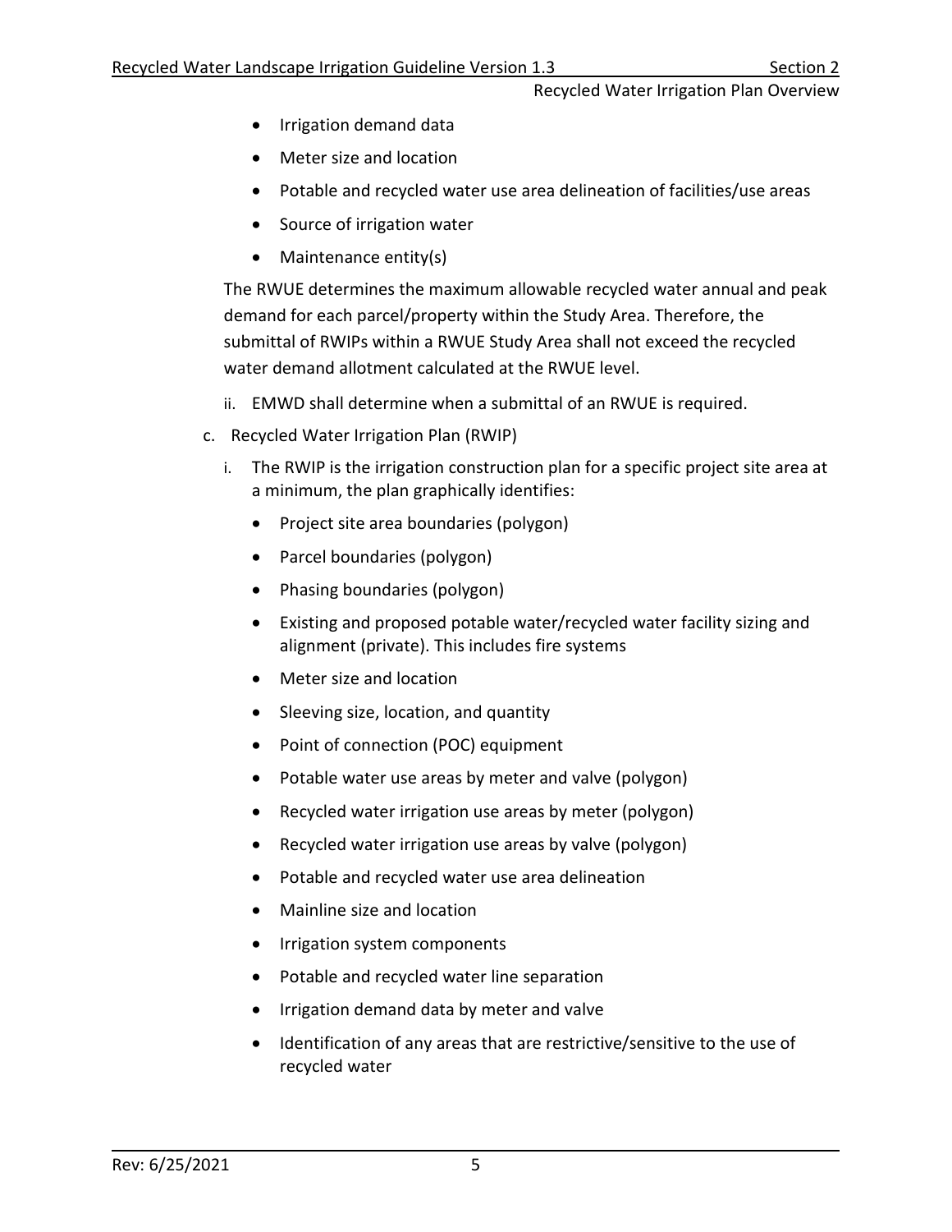- Irrigation demand data
- Meter size and location
- Potable and recycled water use area delineation of facilities/use areas
- Source of irrigation water
- Maintenance entity(s)

The RWUE determines the maximum allowable recycled water annual and peak demand for each parcel/property within the Study Area. Therefore, the submittal of RWIPs within a RWUE Study Area shall not exceed the recycled water demand allotment calculated at the RWUE level.

ii. EMWD shall determine when a submittal of an RWUE is required.

c. Recycled Water Irrigation Plan (RWIP)

i. The RWIP is the irrigation construction plan for a specific project site area at a minimum, the plan graphically identifies:

- Project site area boundaries (polygon)
- Parcel boundaries (polygon)
- Phasing boundaries (polygon)
- Existing and proposed potable water/recycled water facility sizing and alignment (private). This includes fire systems
- Meter size and location
- Sleeving size, location, and quantity
- Point of connection (POC) equipment
- Potable water use areas by meter and valve (polygon)
- Recycled water irrigation use areas by meter (polygon)
- Recycled water irrigation use areas by valve (polygon)
- Potable and recycled water use area delineation
- Mainline size and location
- Irrigation system components
- Potable and recycled water line separation
- Irrigation demand data by meter and valve
- Identification of any areas that are restrictive/sensitive to the use of recycled water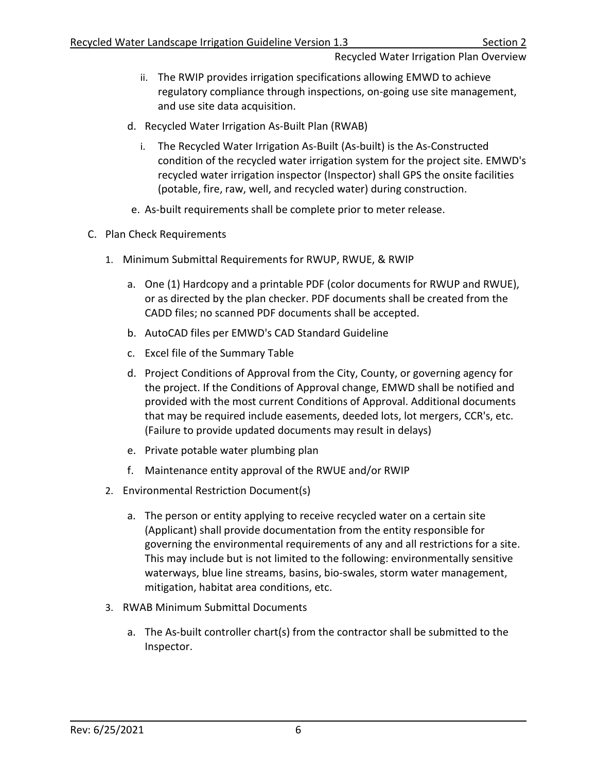ii. The RWIP provides irrigation specifications allowing EMWD to achieve regulatory compliance through inspections, on-going use site management, and use site data acquisition.

d. Recycled Water Irrigation As-Built Plan (RWAB)

i. The Recycled Water Irrigation As-Built (As-built) is the As-Constructed condition of the recycled water irrigation system for the project site. EMWD's recycled water irrigation inspector (Inspector) shall GPS the onsite facilities (potable, fire, raw, well, and recycled water) during construction.

e. As-built requirements shall be complete prior to meter release.

C. Plan Check Requirements

1. Minimum Submittal Requirements for RWUP, RWUE, & RWIP

   a. One (1) Hardcopy and a printable PDF (color documents for RWUP and RWUE), or as directed by the plan checker. PDF documents shall be created from the CADD files; no scanned PDF documents shall be accepted.

   b. AutoCAD files per EMWD's CAD Standard Guideline

   c. Excel file of the Summary Table

   d. Project Conditions of Approval from the City, County, or governing agency for the project. If the Conditions of Approval change, EMWD shall be notified and provided with the most current Conditions of Approval. Additional documents that may be required include easements, deeded lots, lot mergers, CCR's, etc. (Failure to provide updated documents may result in delays)

   e. Private potable water plumbing plan

   f. Maintenance entity approval of the RWUE and/or RWIP

2. Environmental Restriction Document(s)

   a. The person or entity applying to receive recycled water on a certain site (Applicant) shall provide documentation from the entity responsible for governing the environmental requirements of any and all restrictions for a site. This may include but is not limited to the following: environmentally sensitive waterways, blue line streams, basins, bio-swales, storm water management, mitigation, habitat area conditions, etc.

3. RWAB Minimum Submittal Documents

   a. The As-built controller chart(s) from the contractor shall be submitted to the Inspector.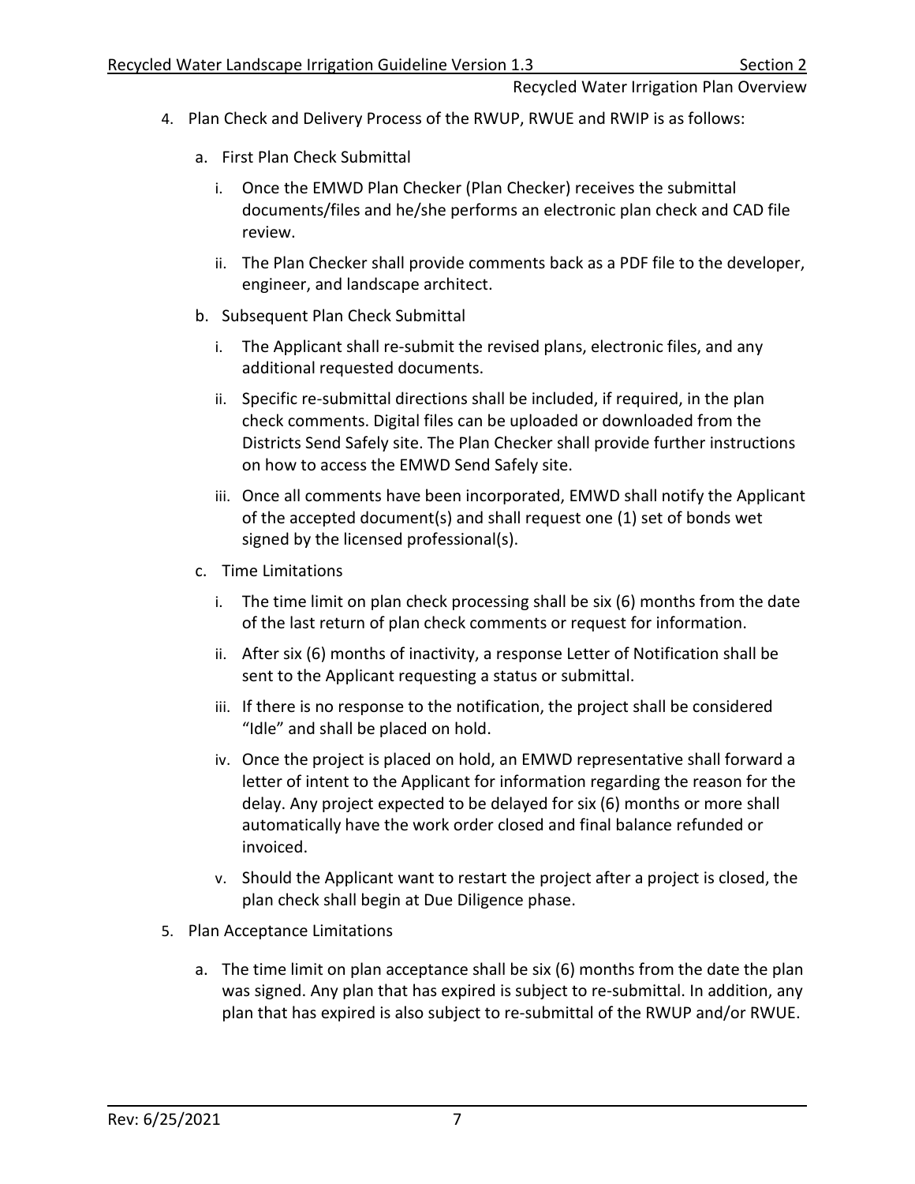4. Plan Check and Delivery Process of the RWUP, RWUE and RWIP is as follows:

   a. First Plan Check Submittal

      i. Once the EMWD Plan Checker (Plan Checker) receives the submittal documents/files and he/she performs an electronic plan check and CAD file review.

      ii. The Plan Checker shall provide comments back as a PDF file to the developer, engineer, and landscape architect.

   b. Subsequent Plan Check Submittal

      i. The Applicant shall re-submit the revised plans, electronic files, and any additional requested documents.

      ii. Specific re-submittal directions shall be included, if required, in the plan check comments. Digital files can be uploaded or downloaded from the Districts Send Safely site. The Plan Checker shall provide further instructions on how to access the EMWD Send Safely site.

      iii. Once all comments have been incorporated, EMWD shall notify the Applicant of the accepted document(s) and shall request one (1) set of bonds wet signed by the licensed professional(s).

   c. Time Limitations

      i. The time limit on plan check processing shall be six (6) months from the date of the last return of plan check comments or request for information.

      ii. After six (6) months of inactivity, a response Letter of Notification shall be sent to the Applicant requesting a status or submittal.

      iii. If there is no response to the notification, the project shall be considered "Idle" and shall be placed on hold.

      iv. Once the project is placed on hold, an EMWD representative shall forward a letter of intent to the Applicant for information regarding the reason for the delay. Any project expected to be delayed for six (6) months or more shall automatically have the work order closed and final balance refunded or invoiced.

      v. Should the Applicant want to restart the project after a project is closed, the plan check shall begin at Due Diligence phase.

5. Plan Acceptance Limitations

   a. The time limit on plan acceptance shall be six (6) months from the date the plan was signed. Any plan that has expired is subject to re-submittal. In addition, any plan that has expired is also subject to re-submittal of the RWUP and/or RWUE.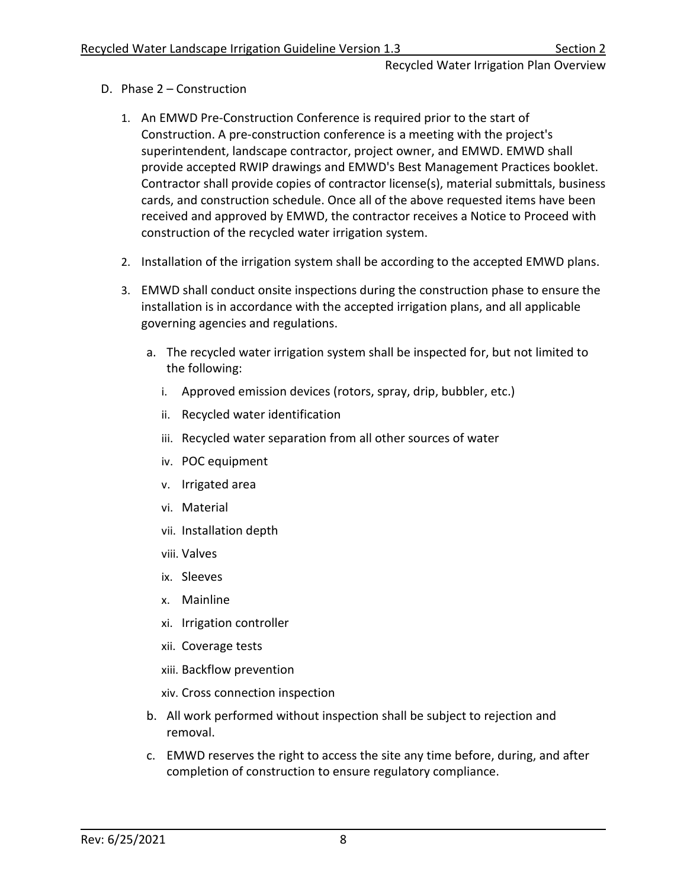D. Phase 2 – Construction

1. An EMWD Pre-Construction Conference is required prior to the start of Construction. A pre-construction conference is a meeting with the project's superintendent, landscape contractor, project owner, and EMWD. EMWD shall provide accepted RWIP drawings and EMWD's Best Management Practices booklet. Contractor shall provide copies of contractor license(s), material submittals, business cards, and construction schedule. Once all of the above requested items have been received and approved by EMWD, the contractor receives a Notice to Proceed with construction of the recycled water irrigation system.

2. Installation of the irrigation system shall be according to the accepted EMWD plans.

3. EMWD shall conduct onsite inspections during the construction phase to ensure the installation is in accordance with the accepted irrigation plans, and all applicable governing agencies and regulations.

   a. The recycled water irrigation system shall be inspected for, but not limited to the following:

      i. Approved emission devices (rotors, spray, drip, bubbler, etc.)

      ii. Recycled water identification

      iii. Recycled water separation from all other sources of water

      iv. POC equipment

      v. Irrigated area

      vi. Material

      vii. Installation depth

      viii. Valves

      ix. Sleeves

      x. Mainline

      xi. Irrigation controller

      xii. Coverage tests

      xiii. Backflow prevention

      xiv. Cross connection inspection

   b. All work performed without inspection shall be subject to rejection and removal.

   c. EMWD reserves the right to access the site any time before, during, and after completion of construction to ensure regulatory compliance.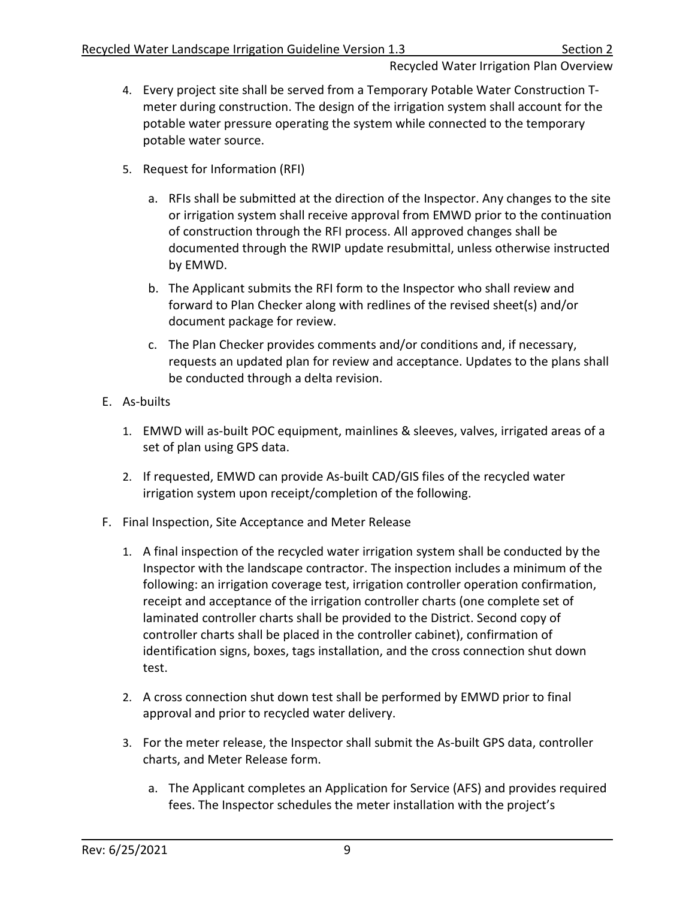4. Every project site shall be served from a Temporary Potable Water Construction T-meter during construction. The design of the irrigation system shall account for the potable water pressure operating the system while connected to the temporary potable water source.

5. Request for Information (RFI)

   a. RFIs shall be submitted at the direction of the Inspector. Any changes to the site or irrigation system shall receive approval from EMWD prior to the continuation of construction through the RFI process. All approved changes shall be documented through the RWIP update resubmittal, unless otherwise instructed by EMWD.

   b. The Applicant submits the RFI form to the Inspector who shall review and forward to Plan Checker along with redlines of the revised sheet(s) and/or document package for review.

   c. The Plan Checker provides comments and/or conditions and, if necessary, requests an updated plan for review and acceptance. Updates to the plans shall be conducted through a delta revision.

E. As-builts

   1. EMWD will as-built POC equipment, mainlines & sleeves, valves, irrigated areas of a set of plan using GPS data.

   2. If requested, EMWD can provide As-built CAD/GIS files of the recycled water irrigation system upon receipt/completion of the following.

F. Final Inspection, Site Acceptance and Meter Release

   1. A final inspection of the recycled water irrigation system shall be conducted by the Inspector with the landscape contractor. The inspection includes a minimum of the following: an irrigation coverage test, irrigation controller operation confirmation, receipt and acceptance of the irrigation controller charts (one complete set of laminated controller charts shall be provided to the District. Second copy of controller charts shall be placed in the controller cabinet), confirmation of identification signs, boxes, tags installation, and the cross connection shut down test.

   2. A cross connection shut down test shall be performed by EMWD prior to final approval and prior to recycled water delivery.

   3. For the meter release, the Inspector shall submit the As-built GPS data, controller charts, and Meter Release form.

      a. The Applicant completes an Application for Service (AFS) and provides required fees. The Inspector schedules the meter installation with the project's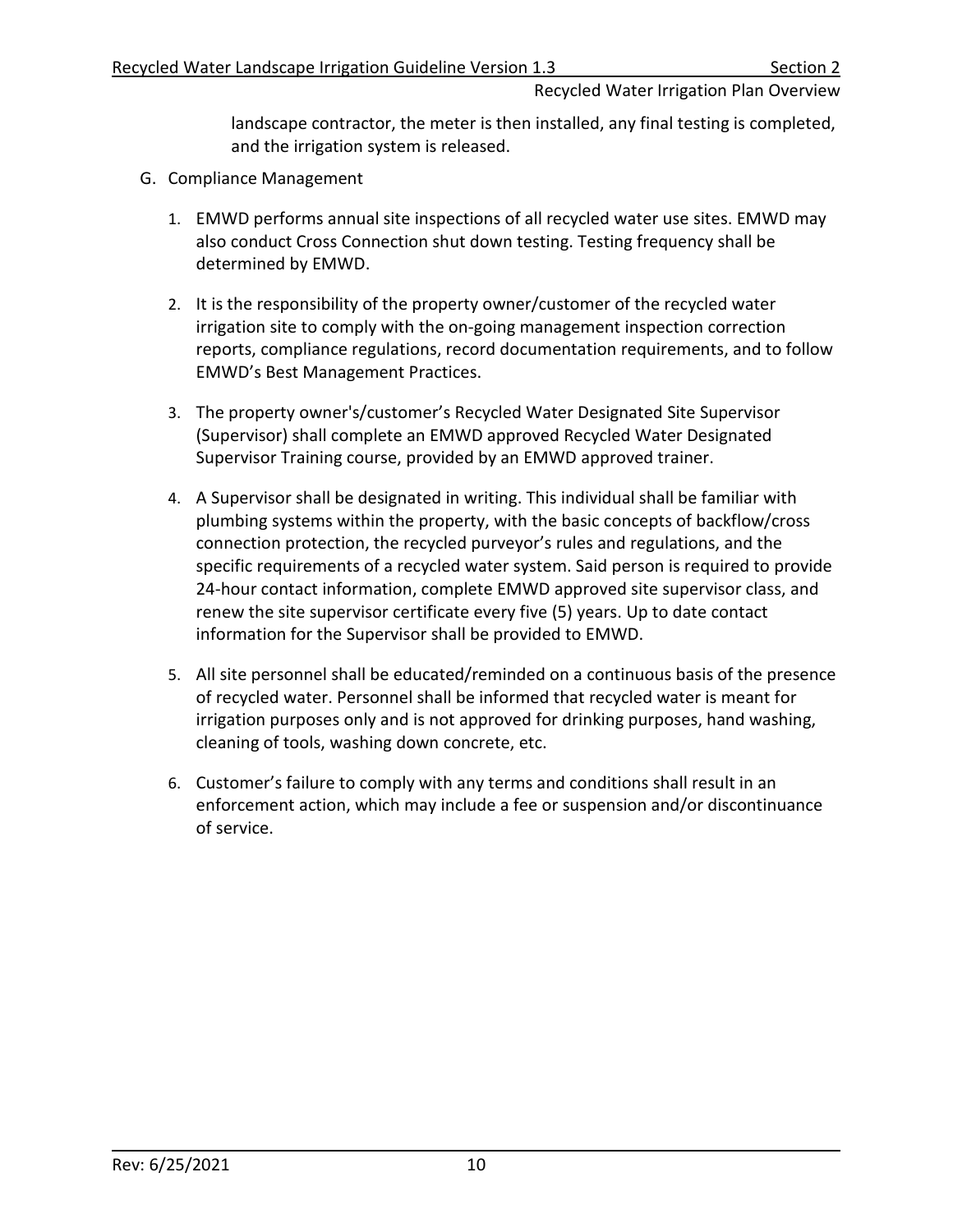landscape contractor, the meter is then installed, any final testing is completed, and the irrigation system is released.

G. Compliance Management

1. EMWD performs annual site inspections of all recycled water use sites. EMWD may also conduct Cross Connection shut down testing. Testing frequency shall be determined by EMWD.

2. It is the responsibility of the property owner/customer of the recycled water irrigation site to comply with the on-going management inspection correction reports, compliance regulations, record documentation requirements, and to follow EMWD's Best Management Practices.

3. The property owner's/customer's Recycled Water Designated Site Supervisor (Supervisor) shall complete an EMWD approved Recycled Water Designated Supervisor Training course, provided by an EMWD approved trainer.

4. A Supervisor shall be designated in writing. This individual shall be familiar with plumbing systems within the property, with the basic concepts of backflow/cross connection protection, the recycled purveyor's rules and regulations, and the specific requirements of a recycled water system. Said person is required to provide 24-hour contact information, complete EMWD approved site supervisor class, and renew the site supervisor certificate every five (5) years. Up to date contact information for the Supervisor shall be provided to EMWD.

5. All site personnel shall be educated/reminded on a continuous basis of the presence of recycled water. Personnel shall be informed that recycled water is meant for irrigation purposes only and is not approved for drinking purposes, hand washing, cleaning of tools, washing down concrete, etc.

6. Customer's failure to comply with any terms and conditions shall result in an enforcement action, which may include a fee or suspension and/or discontinuance of service.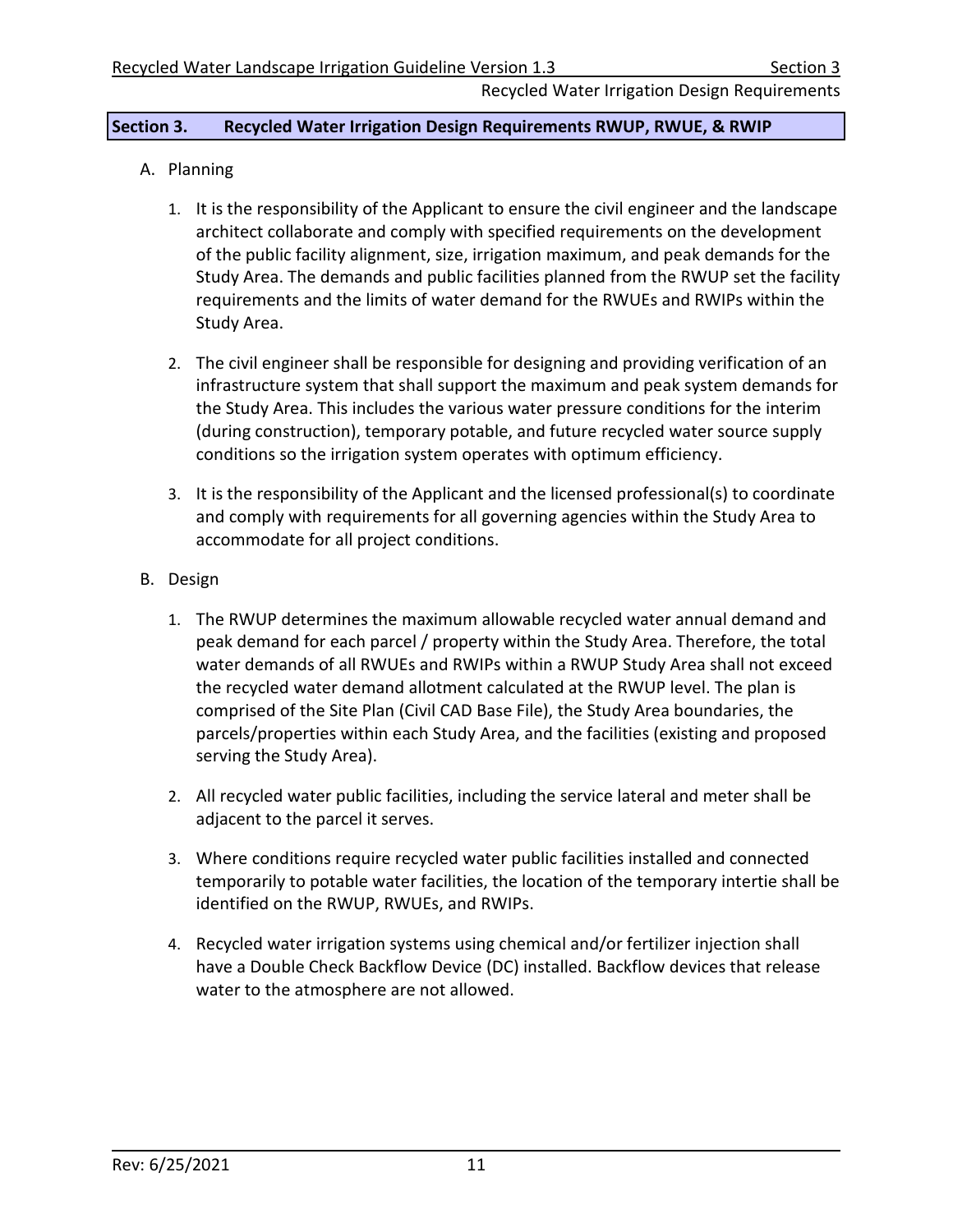## Section 3. Recycled Water Irrigation Design Requirements RWUP, RWUE, & RWIP

A. Planning

1. It is the responsibility of the Applicant to ensure the civil engineer and the landscape architect collaborate and comply with specified requirements on the development of the public facility alignment, size, irrigation maximum, and peak demands for the Study Area. The demands and public facilities planned from the RWUP set the facility requirements and the limits of water demand for the RWUEs and RWIPs within the Study Area.

2. The civil engineer shall be responsible for designing and providing verification of an infrastructure system that shall support the maximum and peak system demands for the Study Area. This includes the various water pressure conditions for the interim (during construction), temporary potable, and future recycled water source supply conditions so the irrigation system operates with optimum efficiency.

3. It is the responsibility of the Applicant and the licensed professional(s) to coordinate and comply with requirements for all governing agencies within the Study Area to accommodate for all project conditions.

B. Design

1. The RWUP determines the maximum allowable recycled water annual demand and peak demand for each parcel / property within the Study Area. Therefore, the total water demands of all RWUEs and RWIPs within a RWUP Study Area shall not exceed the recycled water demand allotment calculated at the RWUP level. The plan is comprised of the Site Plan (Civil CAD Base File), the Study Area boundaries, the parcels/properties within each Study Area, and the facilities (existing and proposed serving the Study Area).

2. All recycled water public facilities, including the service lateral and meter shall be adjacent to the parcel it serves.

3. Where conditions require recycled water public facilities installed and connected temporarily to potable water facilities, the location of the temporary intertie shall be identified on the RWUP, RWUEs, and RWIPs.

4. Recycled water irrigation systems using chemical and/or fertilizer injection shall have a Double Check Backflow Device (DC) installed. Backflow devices that release water to the atmosphere are not allowed.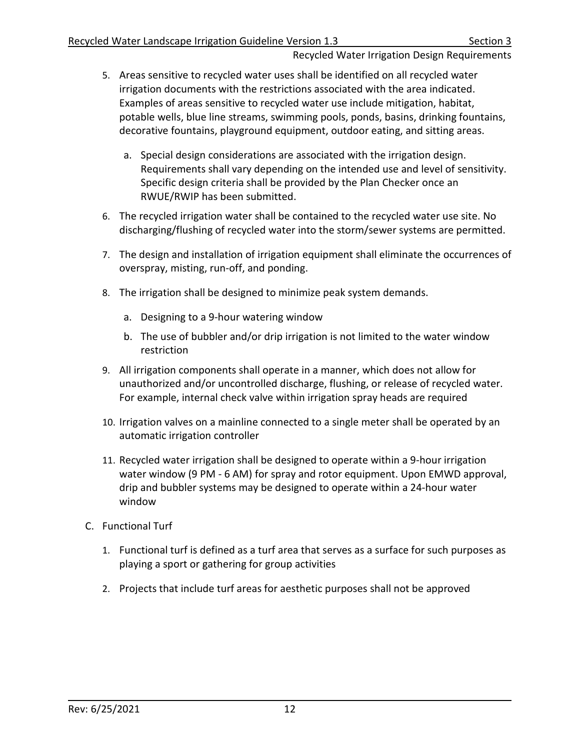5. Areas sensitive to recycled water uses shall be identified on all recycled water irrigation documents with the restrictions associated with the area indicated. Examples of areas sensitive to recycled water use include mitigation, habitat, potable wells, blue line streams, swimming pools, ponds, basins, drinking fountains, decorative fountains, playground equipment, outdoor eating, and sitting areas.
    a. Special design considerations are associated with the irrigation design. Requirements shall vary depending on the intended use and level of sensitivity. Specific design criteria shall be provided by the Plan Checker once an RWUE/RWIP has been submitted.
6. The recycled irrigation water shall be contained to the recycled water use site. No discharging/flushing of recycled water into the storm/sewer systems are permitted.
7. The design and installation of irrigation equipment shall eliminate the occurrences of overspray, misting, run-off, and ponding.
8. The irrigation shall be designed to minimize peak system demands.
    a. Designing to a 9-hour watering window
    b. The use of bubbler and/or drip irrigation is not limited to the water window restriction
9. All irrigation components shall operate in a manner, which does not allow for unauthorized and/or uncontrolled discharge, flushing, or release of recycled water. For example, internal check valve within irrigation spray heads are required
10. Irrigation valves on a mainline connected to a single meter shall be operated by an automatic irrigation controller
11. Recycled water irrigation shall be designed to operate within a 9-hour irrigation water window (9 PM - 6 AM) for spray and rotor equipment. Upon EMWD approval, drip and bubbler systems may be designed to operate within a 24-hour water window

C. Functional Turf

1. Functional turf is defined as a turf area that serves as a surface for such purposes as playing a sport or gathering for group activities
2. Projects that include turf areas for aesthetic purposes shall not be approved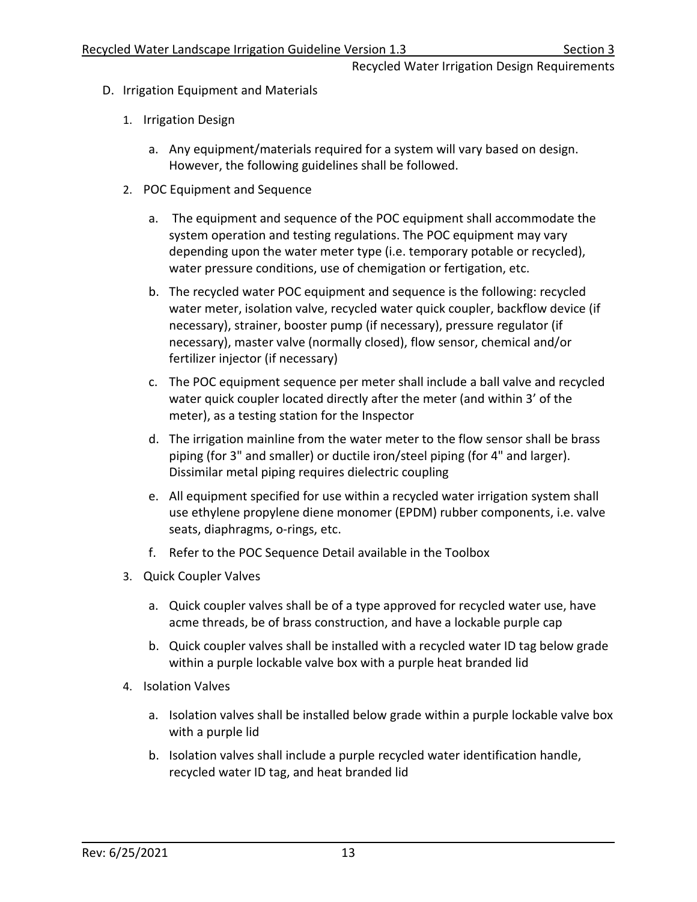D. Irrigation Equipment and Materials

1. Irrigation Design

   a. Any equipment/materials required for a system will vary based on design. However, the following guidelines shall be followed.

2. POC Equipment and Sequence

   a. The equipment and sequence of the POC equipment shall accommodate the system operation and testing regulations. The POC equipment may vary depending upon the water meter type (i.e. temporary potable or recycled), water pressure conditions, use of chemigation or fertigation, etc.

   b. The recycled water POC equipment and sequence is the following: recycled water meter, isolation valve, recycled water quick coupler, backflow device (if necessary), strainer, booster pump (if necessary), pressure regulator (if necessary), master valve (normally closed), flow sensor, chemical and/or fertilizer injector (if necessary)

   c. The POC equipment sequence per meter shall include a ball valve and recycled water quick coupler located directly after the meter (and within 3' of the meter), as a testing station for the Inspector

   d. The irrigation mainline from the water meter to the flow sensor shall be brass piping (for 3" and smaller) or ductile iron/steel piping (for 4" and larger). Dissimilar metal piping requires dielectric coupling

   e. All equipment specified for use within a recycled water irrigation system shall use ethylene propylene diene monomer (EPDM) rubber components, i.e. valve seats, diaphragms, o-rings, etc.

   f. Refer to the POC Sequence Detail available in the Toolbox

3. Quick Coupler Valves

   a. Quick coupler valves shall be of a type approved for recycled water use, have acme threads, be of brass construction, and have a lockable purple cap

   b. Quick coupler valves shall be installed with a recycled water ID tag below grade within a purple lockable valve box with a purple heat branded lid

4. Isolation Valves

   a. Isolation valves shall be installed below grade within a purple lockable valve box with a purple lid

   b. Isolation valves shall include a purple recycled water identification handle, recycled water ID tag, and heat branded lid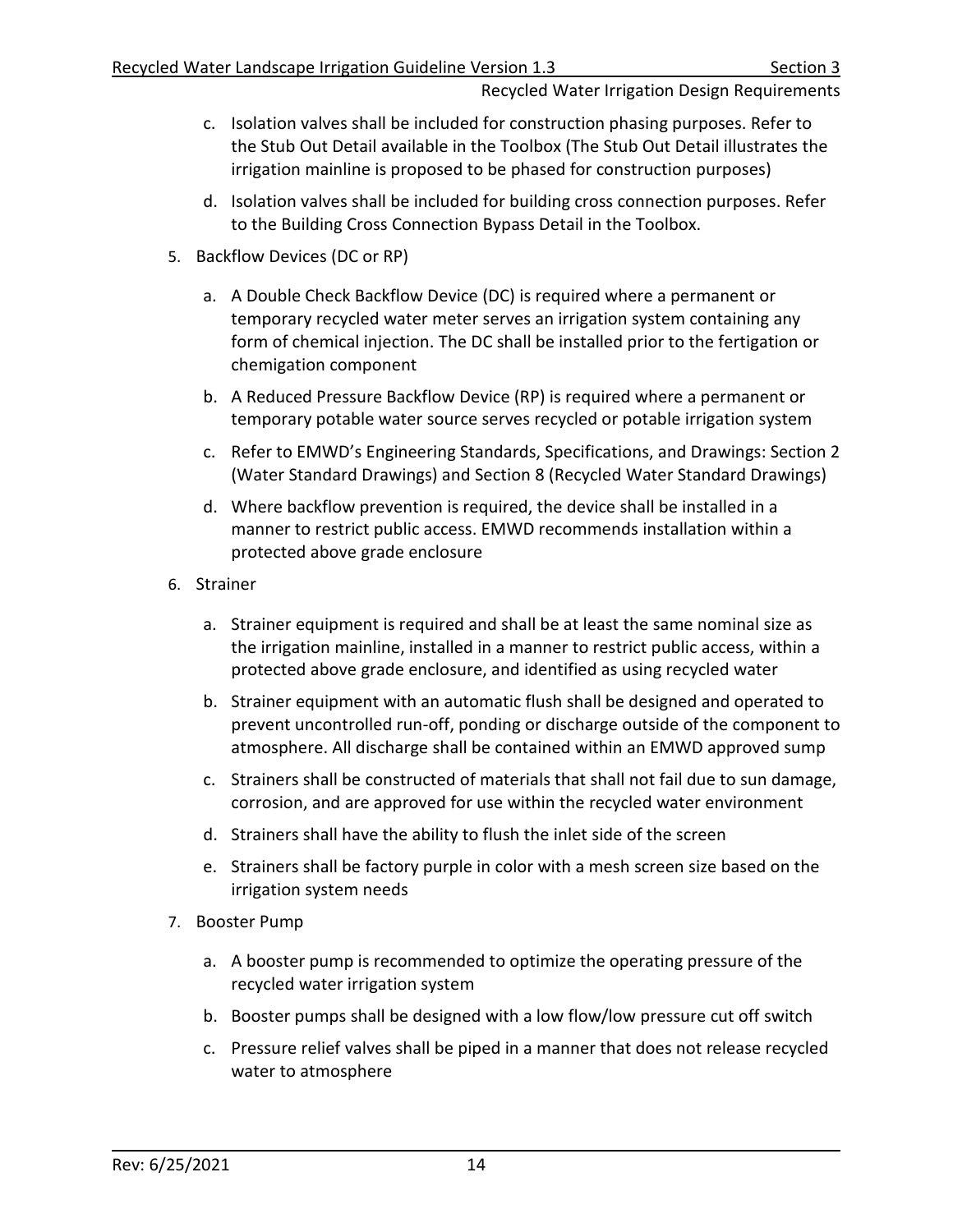c. Isolation valves shall be included for construction phasing purposes. Refer to the Stub Out Detail available in the Toolbox (The Stub Out Detail illustrates the irrigation mainline is proposed to be phased for construction purposes)

d. Isolation valves shall be included for building cross connection purposes. Refer to the Building Cross Connection Bypass Detail in the Toolbox.

5. Backflow Devices (DC or RP)

   a. A Double Check Backflow Device (DC) is required where a permanent or temporary recycled water meter serves an irrigation system containing any form of chemical injection. The DC shall be installed prior to the fertigation or chemigation component

   b. A Reduced Pressure Backflow Device (RP) is required where a permanent or temporary potable water source serves recycled or potable irrigation system

   c. Refer to EMWD's Engineering Standards, Specifications, and Drawings: Section 2 (Water Standard Drawings) and Section 8 (Recycled Water Standard Drawings)

   d. Where backflow prevention is required, the device shall be installed in a manner to restrict public access. EMWD recommends installation within a protected above grade enclosure

6. Strainer

   a. Strainer equipment is required and shall be at least the same nominal size as the irrigation mainline, installed in a manner to restrict public access, within a protected above grade enclosure, and identified as using recycled water

   b. Strainer equipment with an automatic flush shall be designed and operated to prevent uncontrolled run-off, ponding or discharge outside of the component to atmosphere. All discharge shall be contained within an EMWD approved sump

   c. Strainers shall be constructed of materials that shall not fail due to sun damage, corrosion, and are approved for use within the recycled water environment

   d. Strainers shall have the ability to flush the inlet side of the screen

   e. Strainers shall be factory purple in color with a mesh screen size based on the irrigation system needs

7. Booster Pump

   a. A booster pump is recommended to optimize the operating pressure of the recycled water irrigation system

   b. Booster pumps shall be designed with a low flow/low pressure cut off switch

   c. Pressure relief valves shall be piped in a manner that does not release recycled water to atmosphere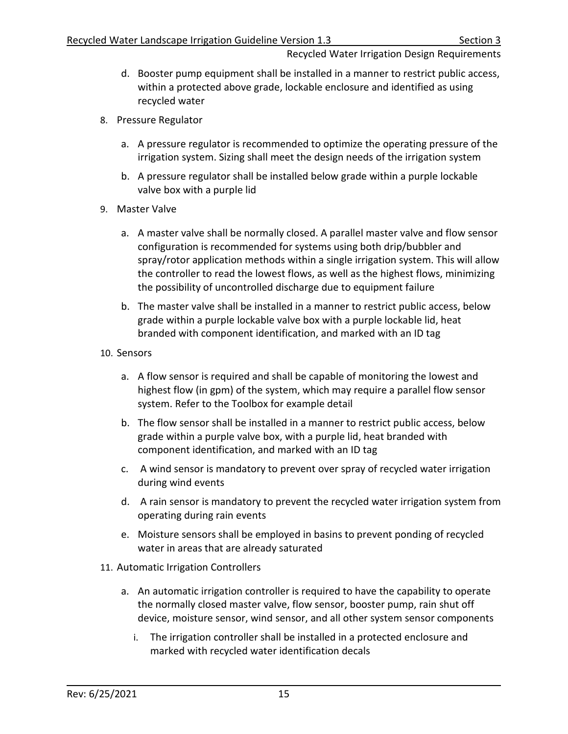d. Booster pump equipment shall be installed in a manner to restrict public access, within a protected above grade, lockable enclosure and identified as using recycled water

8. Pressure Regulator

   a. A pressure regulator is recommended to optimize the operating pressure of the irrigation system. Sizing shall meet the design needs of the irrigation system

   b. A pressure regulator shall be installed below grade within a purple lockable valve box with a purple lid

9. Master Valve

   a. A master valve shall be normally closed. A parallel master valve and flow sensor configuration is recommended for systems using both drip/bubbler and spray/rotor application methods within a single irrigation system. This will allow the controller to read the lowest flows, as well as the highest flows, minimizing the possibility of uncontrolled discharge due to equipment failure

   b. The master valve shall be installed in a manner to restrict public access, below grade within a purple lockable valve box with a purple lockable lid, heat branded with component identification, and marked with an ID tag

10. Sensors

   a. A flow sensor is required and shall be capable of monitoring the lowest and highest flow (in gpm) of the system, which may require a parallel flow sensor system. Refer to the Toolbox for example detail

   b. The flow sensor shall be installed in a manner to restrict public access, below grade within a purple valve box, with a purple lid, heat branded with component identification, and marked with an ID tag

   c. A wind sensor is mandatory to prevent over spray of recycled water irrigation during wind events

   d. A rain sensor is mandatory to prevent the recycled water irrigation system from operating during rain events

   e. Moisture sensors shall be employed in basins to prevent ponding of recycled water in areas that are already saturated

11. Automatic Irrigation Controllers

   a. An automatic irrigation controller is required to have the capability to operate the normally closed master valve, flow sensor, booster pump, rain shut off device, moisture sensor, wind sensor, and all other system sensor components

      i. The irrigation controller shall be installed in a protected enclosure and marked with recycled water identification decals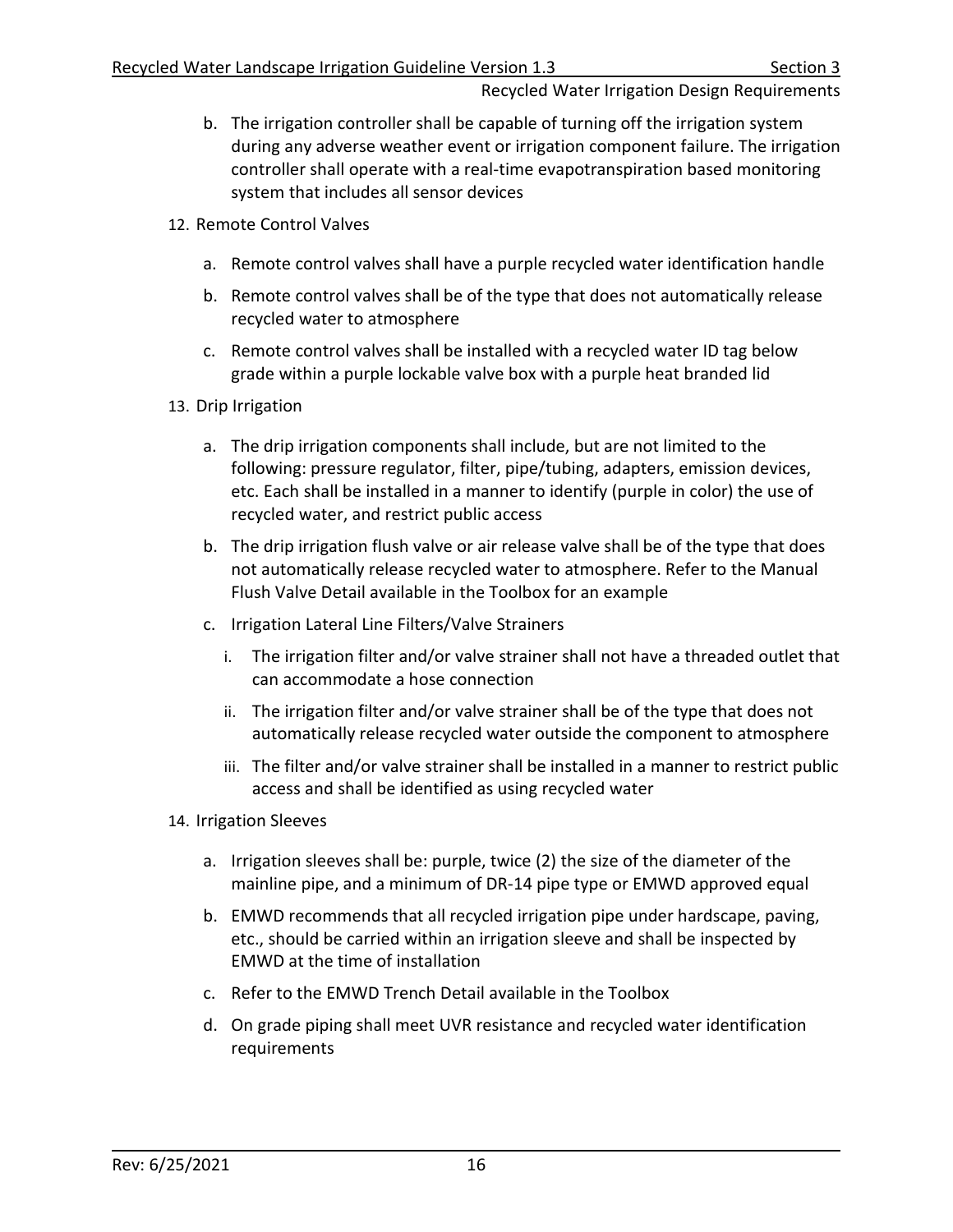b. The irrigation controller shall be capable of turning off the irrigation system during any adverse weather event or irrigation component failure. The irrigation controller shall operate with a real-time evapotranspiration based monitoring system that includes all sensor devices

12. Remote Control Valves

    a. Remote control valves shall have a purple recycled water identification handle

    b. Remote control valves shall be of the type that does not automatically release recycled water to atmosphere

    c. Remote control valves shall be installed with a recycled water ID tag below grade within a purple lockable valve box with a purple heat branded lid

13. Drip Irrigation

    a. The drip irrigation components shall include, but are not limited to the following: pressure regulator, filter, pipe/tubing, adapters, emission devices, etc. Each shall be installed in a manner to identify (purple in color) the use of recycled water, and restrict public access

    b. The drip irrigation flush valve or air release valve shall be of the type that does not automatically release recycled water to atmosphere. Refer to the Manual Flush Valve Detail available in the Toolbox for an example

    c. Irrigation Lateral Line Filters/Valve Strainers

       i. The irrigation filter and/or valve strainer shall not have a threaded outlet that can accommodate a hose connection

       ii. The irrigation filter and/or valve strainer shall be of the type that does not automatically release recycled water outside the component to atmosphere

       iii. The filter and/or valve strainer shall be installed in a manner to restrict public access and shall be identified as using recycled water

14. Irrigation Sleeves

    a. Irrigation sleeves shall be: purple, twice (2) the size of the diameter of the mainline pipe, and a minimum of DR-14 pipe type or EMWD approved equal

    b. EMWD recommends that all recycled irrigation pipe under hardscape, paving, etc., should be carried within an irrigation sleeve and shall be inspected by EMWD at the time of installation

    c. Refer to the EMWD Trench Detail available in the Toolbox

    d. On grade piping shall meet UVR resistance and recycled water identification requirements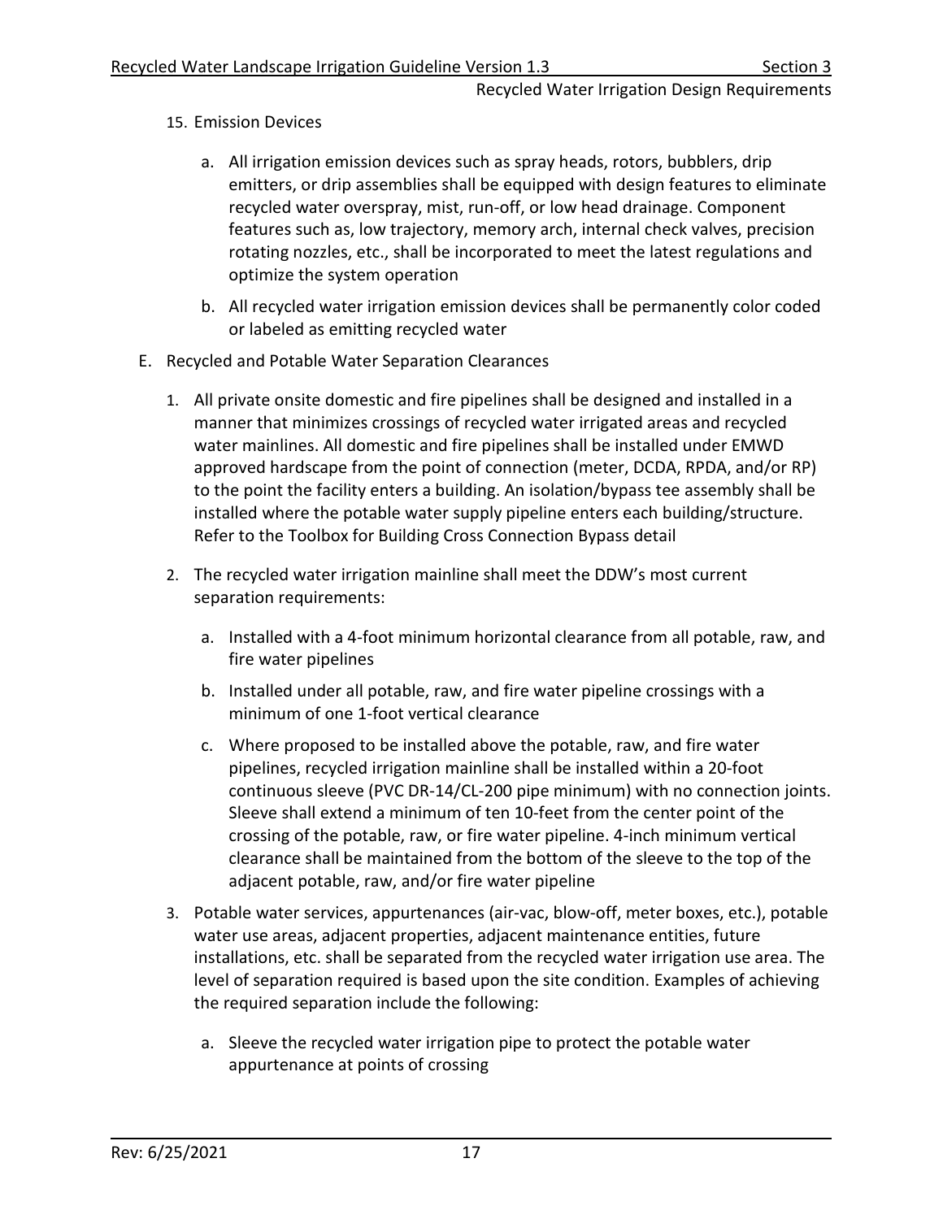15. Emission Devices

    a. All irrigation emission devices such as spray heads, rotors, bubblers, drip emitters, or drip assemblies shall be equipped with design features to eliminate recycled water overspray, mist, run-off, or low head drainage. Component features such as, low trajectory, memory arch, internal check valves, precision rotating nozzles, etc., shall be incorporated to meet the latest regulations and optimize the system operation

    b. All recycled water irrigation emission devices shall be permanently color coded or labeled as emitting recycled water

E. Recycled and Potable Water Separation Clearances

1. All private onsite domestic and fire pipelines shall be designed and installed in a manner that minimizes crossings of recycled water irrigated areas and recycled water mainlines. All domestic and fire pipelines shall be installed under EMWD approved hardscape from the point of connection (meter, DCDA, RPDA, and/or RP) to the point the facility enters a building. An isolation/bypass tee assembly shall be installed where the potable water supply pipeline enters each building/structure. Refer to the Toolbox for Building Cross Connection Bypass detail

2. The recycled water irrigation mainline shall meet the DDW's most current separation requirements:

    a. Installed with a 4-foot minimum horizontal clearance from all potable, raw, and fire water pipelines

    b. Installed under all potable, raw, and fire water pipeline crossings with a minimum of one 1-foot vertical clearance

    c. Where proposed to be installed above the potable, raw, and fire water pipelines, recycled irrigation mainline shall be installed within a 20-foot continuous sleeve (PVC DR-14/CL-200 pipe minimum) with no connection joints. Sleeve shall extend a minimum of ten 10-feet from the center point of the crossing of the potable, raw, or fire water pipeline. 4-inch minimum vertical clearance shall be maintained from the bottom of the sleeve to the top of the adjacent potable, raw, and/or fire water pipeline

3. Potable water services, appurtenances (air-vac, blow-off, meter boxes, etc.), potable water use areas, adjacent properties, adjacent maintenance entities, future installations, etc. shall be separated from the recycled water irrigation use area. The level of separation required is based upon the site condition. Examples of achieving the required separation include the following:

    a. Sleeve the recycled water irrigation pipe to protect the potable water appurtenance at points of crossing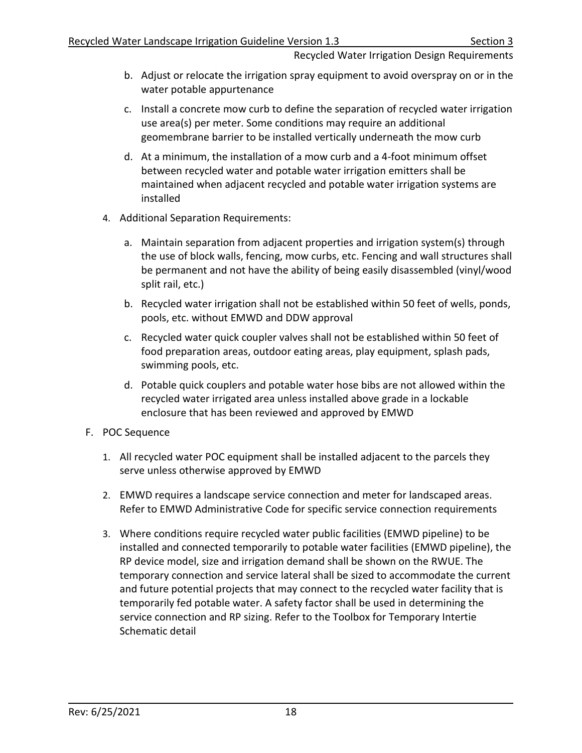b. Adjust or relocate the irrigation spray equipment to avoid overspray on or in the water potable appurtenance

c. Install a concrete mow curb to define the separation of recycled water irrigation use area(s) per meter. Some conditions may require an additional geomembrane barrier to be installed vertically underneath the mow curb

d. At a minimum, the installation of a mow curb and a 4-foot minimum offset between recycled water and potable water irrigation emitters shall be maintained when adjacent recycled and potable water irrigation systems are installed

4. Additional Separation Requirements:

   a. Maintain separation from adjacent properties and irrigation system(s) through the use of block walls, fencing, mow curbs, etc. Fencing and wall structures shall be permanent and not have the ability of being easily disassembled (vinyl/wood split rail, etc.)

   b. Recycled water irrigation shall not be established within 50 feet of wells, ponds, pools, etc. without EMWD and DDW approval

   c. Recycled water quick coupler valves shall not be established within 50 feet of food preparation areas, outdoor eating areas, play equipment, splash pads, swimming pools, etc.

   d. Potable quick couplers and potable water hose bibs are not allowed within the recycled water irrigated area unless installed above grade in a lockable enclosure that has been reviewed and approved by EMWD

F. POC Sequence

1. All recycled water POC equipment shall be installed adjacent to the parcels they serve unless otherwise approved by EMWD

2. EMWD requires a landscape service connection and meter for landscaped areas. Refer to EMWD Administrative Code for specific service connection requirements

3. Where conditions require recycled water public facilities (EMWD pipeline) to be installed and connected temporarily to potable water facilities (EMWD pipeline), the RP device model, size and irrigation demand shall be shown on the RWUE. The temporary connection and service lateral shall be sized to accommodate the current and future potential projects that may connect to the recycled water facility that is temporarily fed potable water. A safety factor shall be used in determining the service connection and RP sizing. Refer to the Toolbox for Temporary Intertie Schematic detail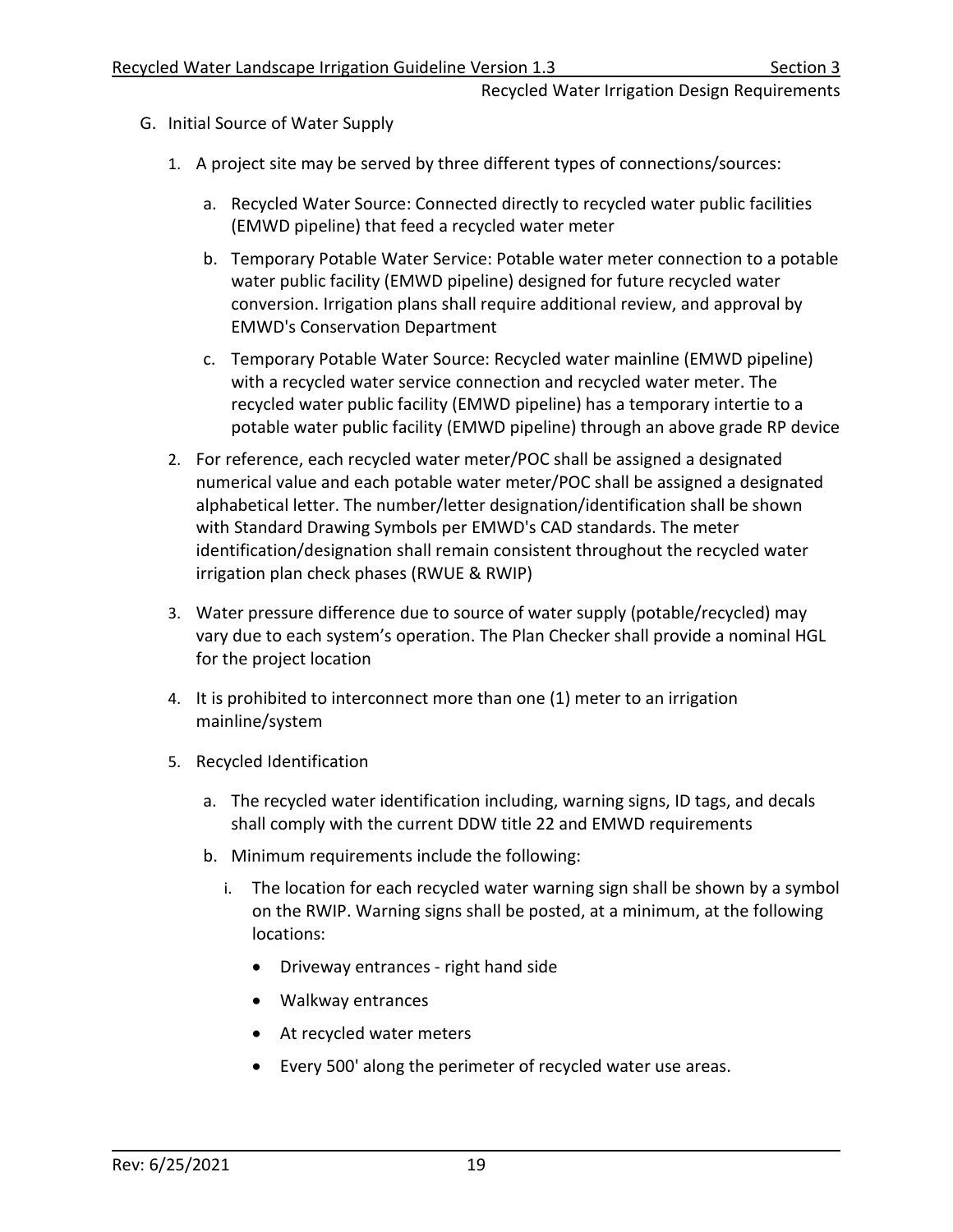G. Initial Source of Water Supply

1. A project site may be served by three different types of connections/sources:

   a. Recycled Water Source: Connected directly to recycled water public facilities (EMWD pipeline) that feed a recycled water meter

   b. Temporary Potable Water Service: Potable water meter connection to a potable water public facility (EMWD pipeline) designed for future recycled water conversion. Irrigation plans shall require additional review, and approval by EMWD's Conservation Department

   c. Temporary Potable Water Source: Recycled water mainline (EMWD pipeline) with a recycled water service connection and recycled water meter. The recycled water public facility (EMWD pipeline) has a temporary intertie to a potable water public facility (EMWD pipeline) through an above grade RP device

2. For reference, each recycled water meter/POC shall be assigned a designated numerical value and each potable water meter/POC shall be assigned a designated alphabetical letter. The number/letter designation/identification shall be shown with Standard Drawing Symbols per EMWD's CAD standards. The meter identification/designation shall remain consistent throughout the recycled water irrigation plan check phases (RWUE & RWIP)

3. Water pressure difference due to source of water supply (potable/recycled) may vary due to each system's operation. The Plan Checker shall provide a nominal HGL for the project location

4. It is prohibited to interconnect more than one (1) meter to an irrigation mainline/system

5. Recycled Identification

   a. The recycled water identification including, warning signs, ID tags, and decals shall comply with the current DDW title 22 and EMWD requirements

   b. Minimum requirements include the following:

      i. The location for each recycled water warning sign shall be shown by a symbol on the RWIP. Warning signs shall be posted, at a minimum, at the following locations:

         - Driveway entrances - right hand side
         - Walkway entrances
         - At recycled water meters
         - Every 500' along the perimeter of recycled water use areas.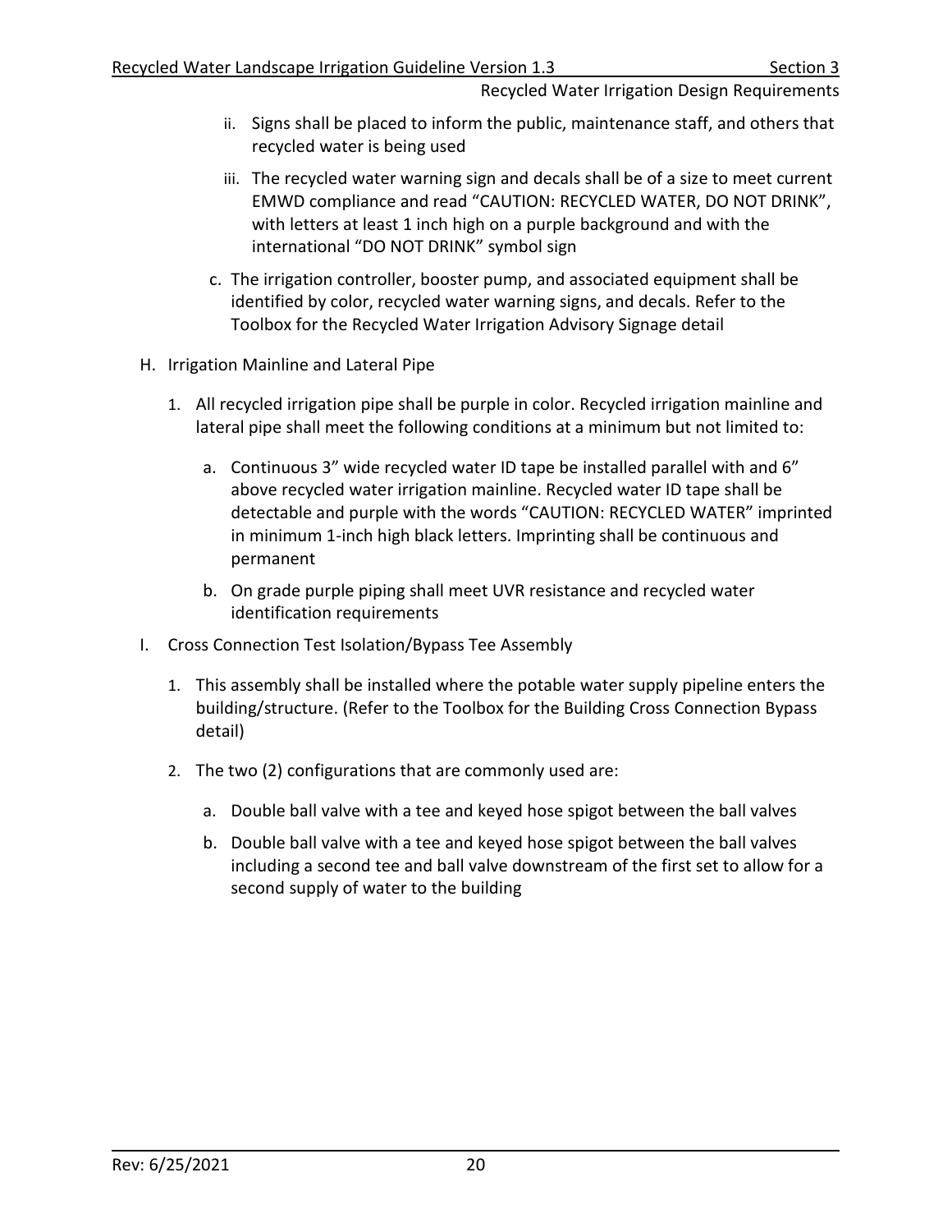ii. Signs shall be placed to inform the public, maintenance staff, and others that recycled water is being used

iii. The recycled water warning sign and decals shall be of a size to meet current EMWD compliance and read "CAUTION: RECYCLED WATER, DO NOT DRINK", with letters at least 1 inch high on a purple background and with the international "DO NOT DRINK" symbol sign

c. The irrigation controller, booster pump, and associated equipment shall be identified by color, recycled water warning signs, and decals. Refer to the Toolbox for the Recycled Water Irrigation Advisory Signage detail

H. Irrigation Mainline and Lateral Pipe

1. All recycled irrigation pipe shall be purple in color. Recycled irrigation mainline and lateral pipe shall meet the following conditions at a minimum but not limited to:

   a. Continuous 3" wide recycled water ID tape be installed parallel with and 6" above recycled water irrigation mainline. Recycled water ID tape shall be detectable and purple with the words "CAUTION: RECYCLED WATER" imprinted in minimum 1-inch high black letters. Imprinting shall be continuous and permanent

   b. On grade purple piping shall meet UVR resistance and recycled water identification requirements

I. Cross Connection Test Isolation/Bypass Tee Assembly

1. This assembly shall be installed where the potable water supply pipeline enters the building/structure. (Refer to the Toolbox for the Building Cross Connection Bypass detail)

2. The two (2) configurations that are commonly used are:

   a. Double ball valve with a tee and keyed hose spigot between the ball valves

   b. Double ball valve with a tee and keyed hose spigot between the ball valves including a second tee and ball valve downstream of the first set to allow for a second supply of water to the building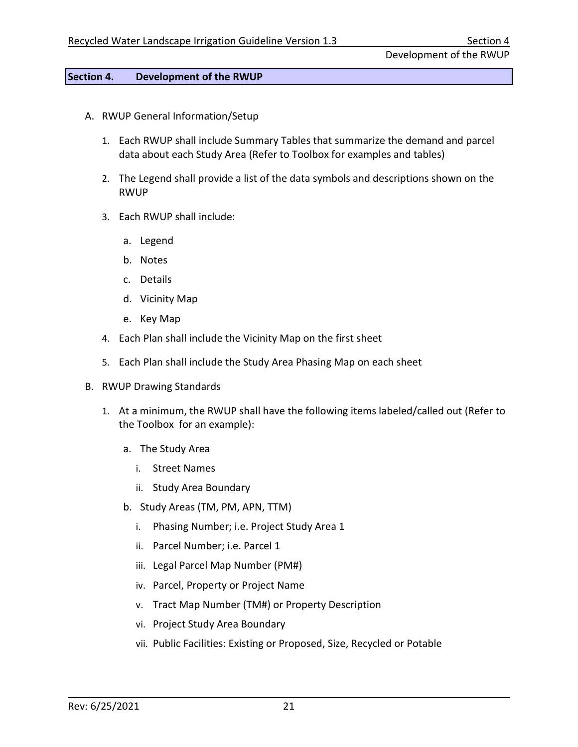## Section 4. Development of the RWUP

A. RWUP General Information/Setup

1. Each RWUP shall include Summary Tables that summarize the demand and parcel data about each Study Area (Refer to Toolbox for examples and tables)

2. The Legend shall provide a list of the data symbols and descriptions shown on the RWUP

3. Each RWUP shall include:

   a. Legend

   b. Notes

   c. Details

   d. Vicinity Map

   e. Key Map

4. Each Plan shall include the Vicinity Map on the first sheet

5. Each Plan shall include the Study Area Phasing Map on each sheet

B. RWUP Drawing Standards

1. At a minimum, the RWUP shall have the following items labeled/called out (Refer to the Toolbox for an example):

   a. The Study Area

      i. Street Names

      ii. Study Area Boundary

   b. Study Areas (TM, PM, APN, TTM)

      i. Phasing Number; i.e. Project Study Area 1

      ii. Parcel Number; i.e. Parcel 1

      iii. Legal Parcel Map Number (PM#)

      iv. Parcel, Property or Project Name

      v. Tract Map Number (TM#) or Property Description

      vi. Project Study Area Boundary

      vii. Public Facilities: Existing or Proposed, Size, Recycled or Potable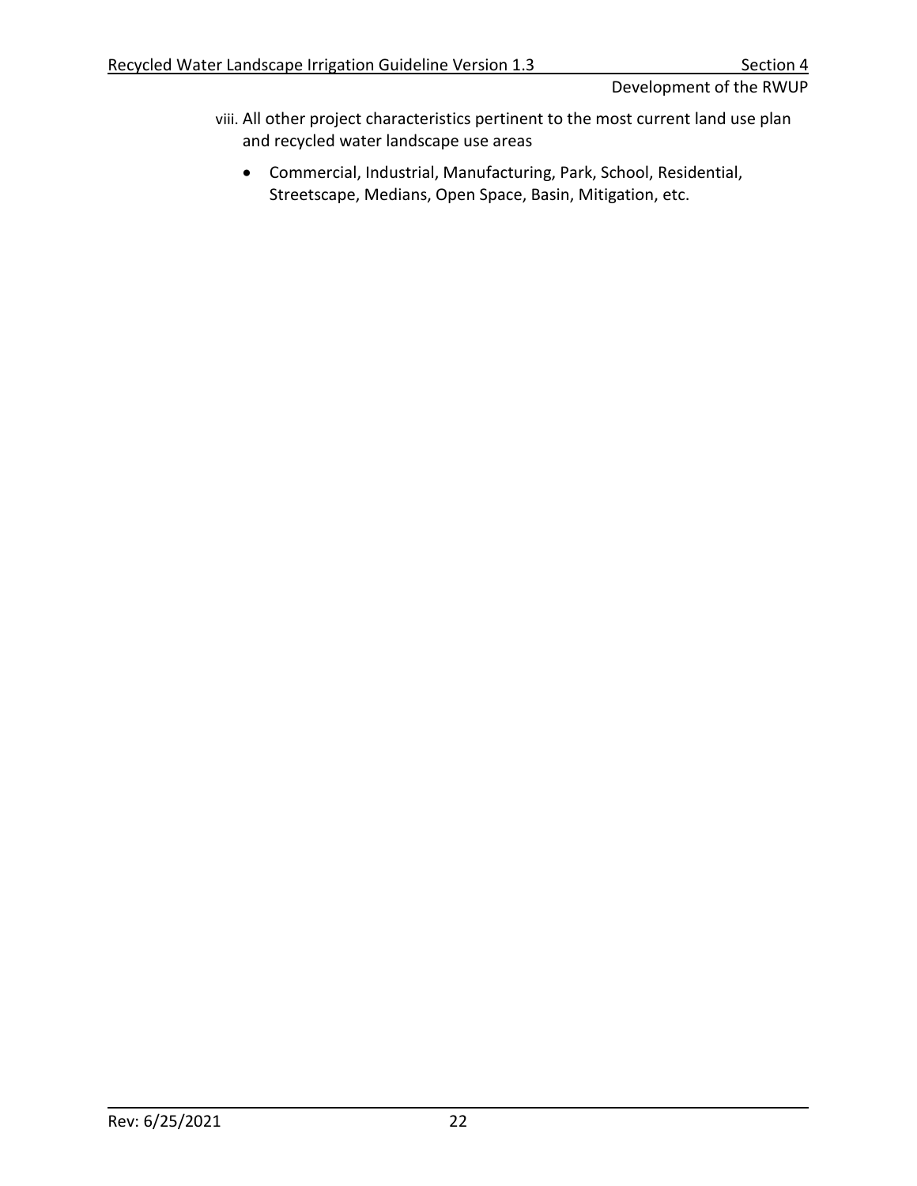viii. All other project characteristics pertinent to the most current land use plan and recycled water landscape use areas

- Commercial, Industrial, Manufacturing, Park, School, Residential, Streetscape, Medians, Open Space, Basin, Mitigation, etc.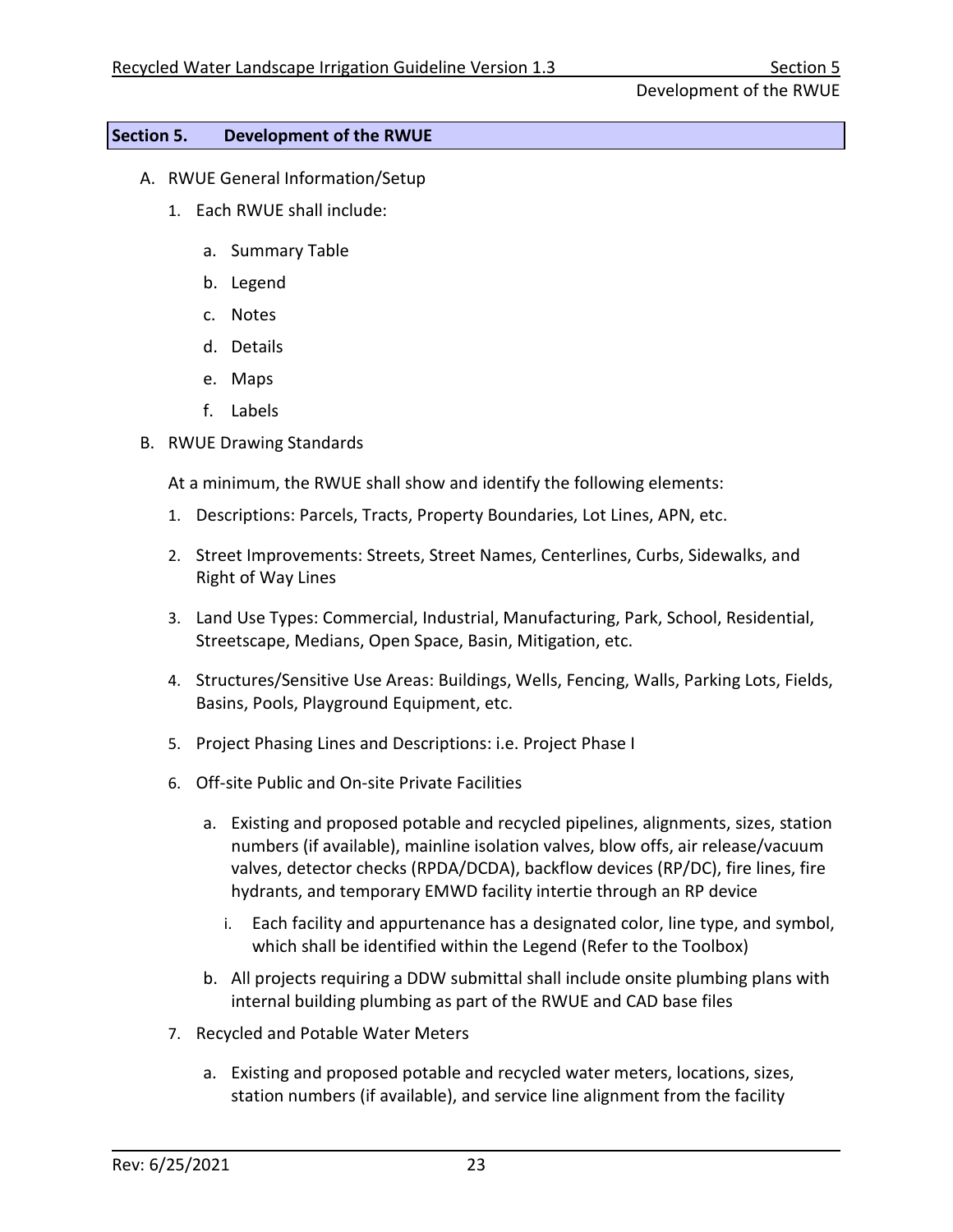## Section 5. Development of the RWUE

A. RWUE General Information/Setup

1. Each RWUE shall include:

    a. Summary Table

    b. Legend

    c. Notes

    d. Details

    e. Maps

    f. Labels

B. RWUE Drawing Standards

At a minimum, the RWUE shall show and identify the following elements:

1. Descriptions: Parcels, Tracts, Property Boundaries, Lot Lines, APN, etc.

2. Street Improvements: Streets, Street Names, Centerlines, Curbs, Sidewalks, and Right of Way Lines

3. Land Use Types: Commercial, Industrial, Manufacturing, Park, School, Residential, Streetscape, Medians, Open Space, Basin, Mitigation, etc.

4. Structures/Sensitive Use Areas: Buildings, Wells, Fencing, Walls, Parking Lots, Fields, Basins, Pools, Playground Equipment, etc.

5. Project Phasing Lines and Descriptions: i.e. Project Phase I

6. Off-site Public and On-site Private Facilities

    a. Existing and proposed potable and recycled pipelines, alignments, sizes, station numbers (if available), mainline isolation valves, blow offs, air release/vacuum valves, detector checks (RPDA/DCDA), backflow devices (RP/DC), fire lines, fire hydrants, and temporary EMWD facility intertie through an RP device

        i. Each facility and appurtenance has a designated color, line type, and symbol, which shall be identified within the Legend (Refer to the Toolbox)

    b. All projects requiring a DDW submittal shall include onsite plumbing plans with internal building plumbing as part of the RWUE and CAD base files

7. Recycled and Potable Water Meters

    a. Existing and proposed potable and recycled water meters, locations, sizes, station numbers (if available), and service line alignment from the facility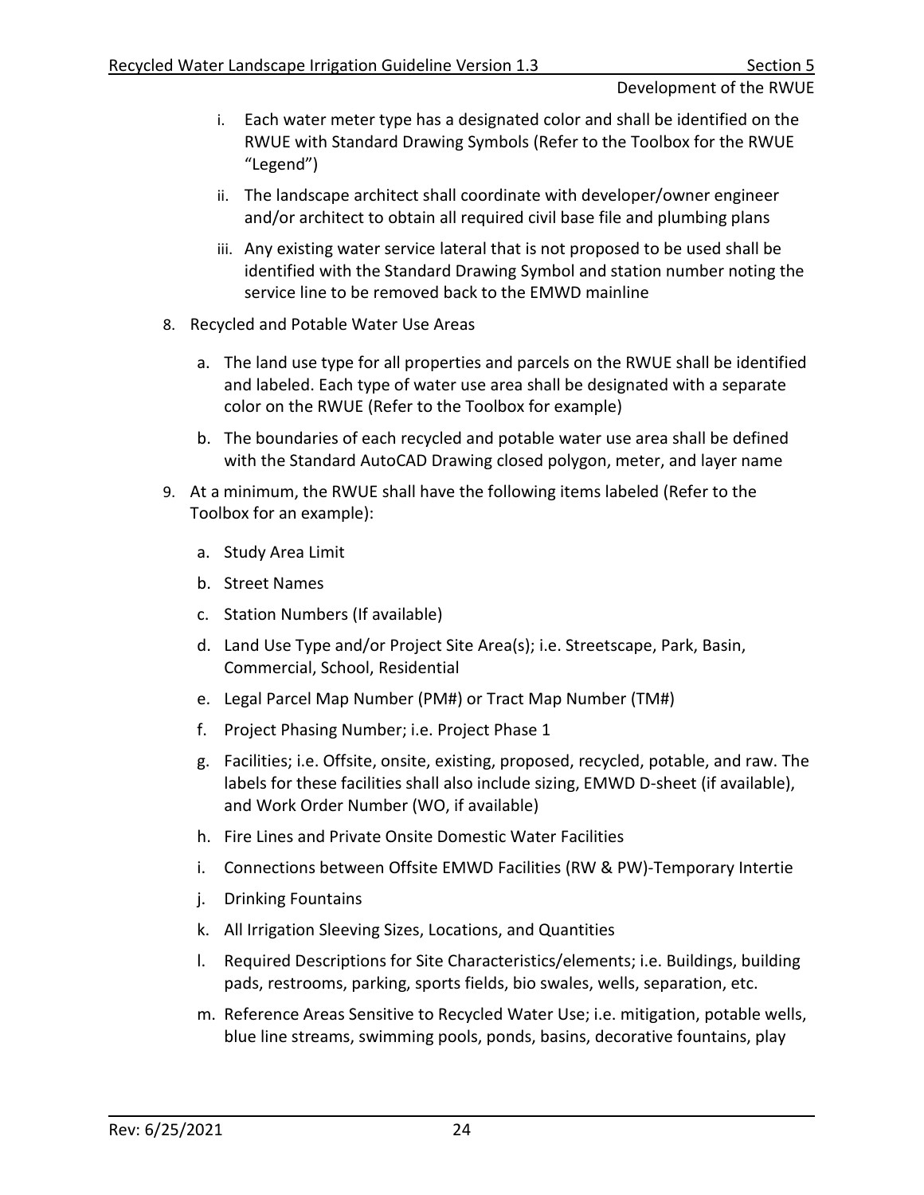i. Each water meter type has a designated color and shall be identified on the RWUE with Standard Drawing Symbols (Refer to the Toolbox for the RWUE "Legend")

   ii. The landscape architect shall coordinate with developer/owner engineer and/or architect to obtain all required civil base file and plumbing plans

   iii. Any existing water service lateral that is not proposed to be used shall be identified with the Standard Drawing Symbol and station number noting the service line to be removed back to the EMWD mainline

8. Recycled and Potable Water Use Areas

   a. The land use type for all properties and parcels on the RWUE shall be identified and labeled. Each type of water use area shall be designated with a separate color on the RWUE (Refer to the Toolbox for example)

   b. The boundaries of each recycled and potable water use area shall be defined with the Standard AutoCAD Drawing closed polygon, meter, and layer name

9. At a minimum, the RWUE shall have the following items labeled (Refer to the Toolbox for an example):

   a. Study Area Limit

   b. Street Names

   c. Station Numbers (If available)

   d. Land Use Type and/or Project Site Area(s); i.e. Streetscape, Park, Basin, Commercial, School, Residential

   e. Legal Parcel Map Number (PM#) or Tract Map Number (TM#)

   f. Project Phasing Number; i.e. Project Phase 1

   g. Facilities; i.e. Offsite, onsite, existing, proposed, recycled, potable, and raw. The labels for these facilities shall also include sizing, EMWD D-sheet (if available), and Work Order Number (WO, if available)

   h. Fire Lines and Private Onsite Domestic Water Facilities

   i. Connections between Offsite EMWD Facilities (RW & PW)-Temporary Intertie

   j. Drinking Fountains

   k. All Irrigation Sleeving Sizes, Locations, and Quantities

   l. Required Descriptions for Site Characteristics/elements; i.e. Buildings, building pads, restrooms, parking, sports fields, bio swales, wells, separation, etc.

   m. Reference Areas Sensitive to Recycled Water Use; i.e. mitigation, potable wells, blue line streams, swimming pools, ponds, basins, decorative fountains, play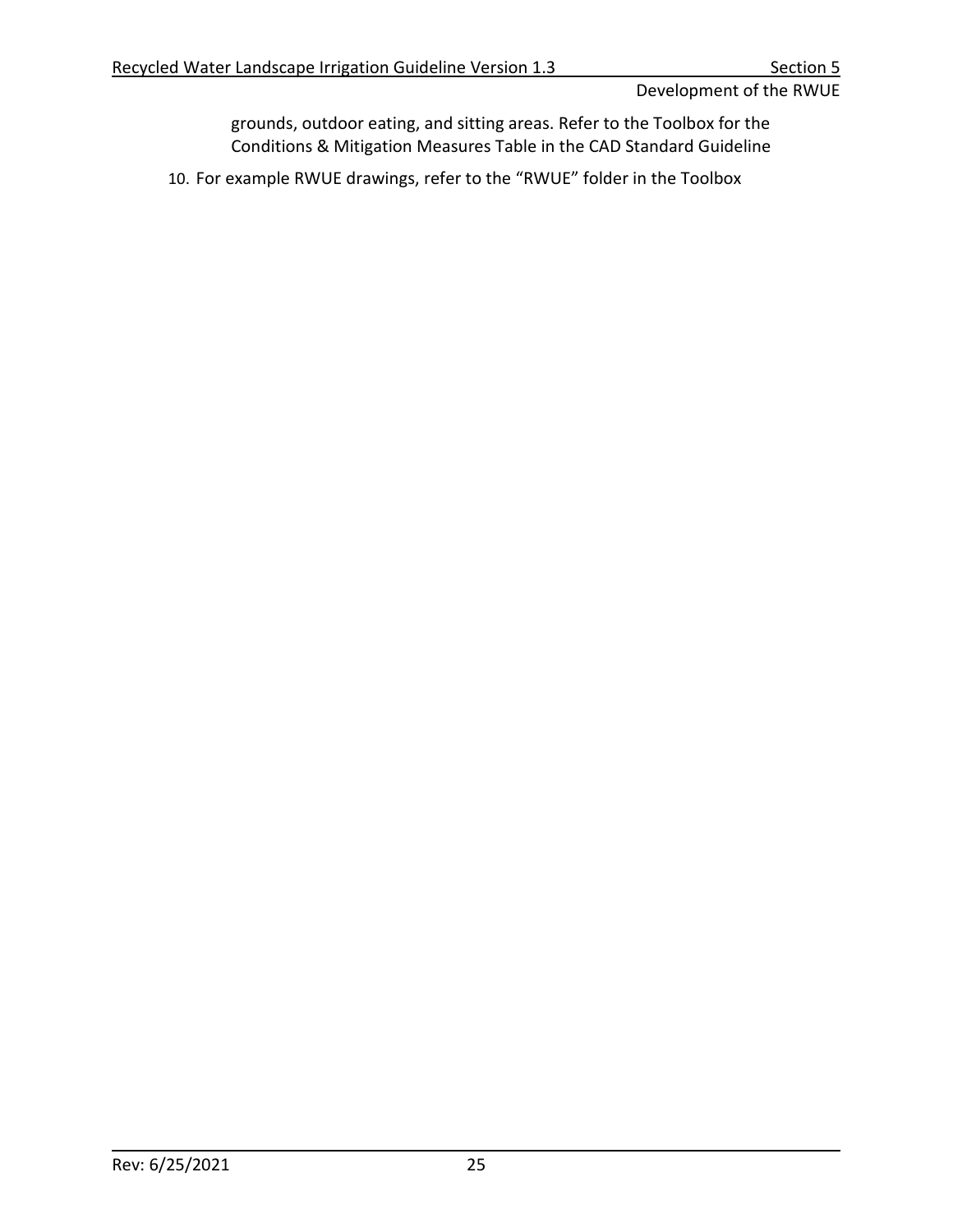grounds, outdoor eating, and sitting areas. Refer to the Toolbox for the Conditions & Mitigation Measures Table in the CAD Standard Guideline

10. For example RWUE drawings, refer to the “RWUE” folder in the Toolbox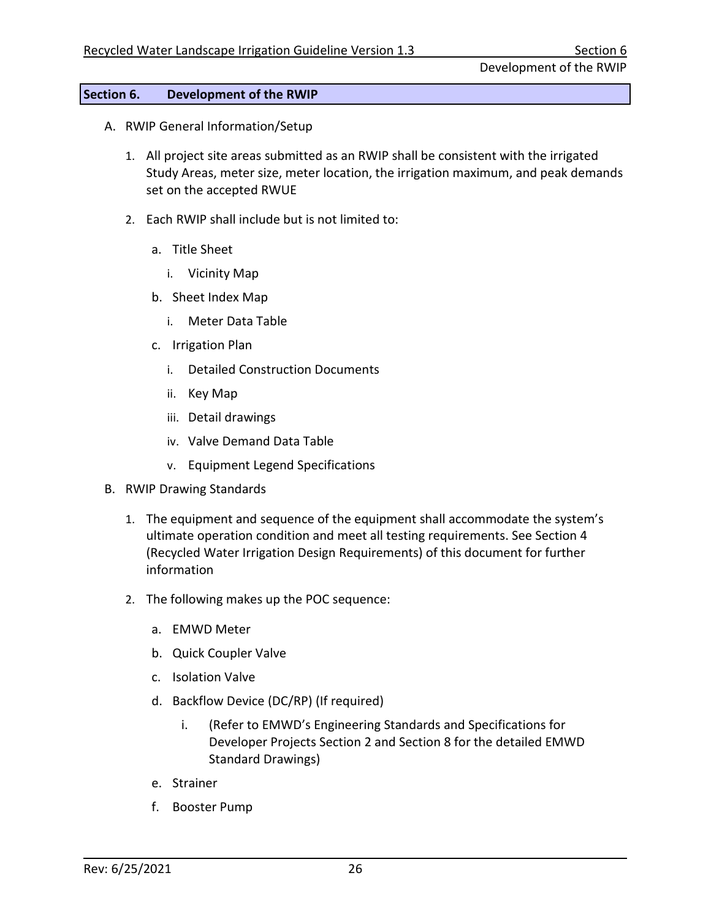## Section 6. Development of the RWIP

A. RWIP General Information/Setup

1. All project site areas submitted as an RWIP shall be consistent with the irrigated Study Areas, meter size, meter location, the irrigation maximum, and peak demands set on the accepted RWUE

2. Each RWIP shall include but is not limited to:

   a. Title Sheet

      i. Vicinity Map

   b. Sheet Index Map

      i. Meter Data Table

   c. Irrigation Plan

      i. Detailed Construction Documents

      ii. Key Map

      iii. Detail drawings

      iv. Valve Demand Data Table

      v. Equipment Legend Specifications

B. RWIP Drawing Standards

1. The equipment and sequence of the equipment shall accommodate the system's ultimate operation condition and meet all testing requirements. See Section 4 (Recycled Water Irrigation Design Requirements) of this document for further information

2. The following makes up the POC sequence:

   a. EMWD Meter

   b. Quick Coupler Valve

   c. Isolation Valve

   d. Backflow Device (DC/RP) (If required)

      i. (Refer to EMWD's Engineering Standards and Specifications for Developer Projects Section 2 and Section 8 for the detailed EMWD Standard Drawings)

   e. Strainer

   f. Booster Pump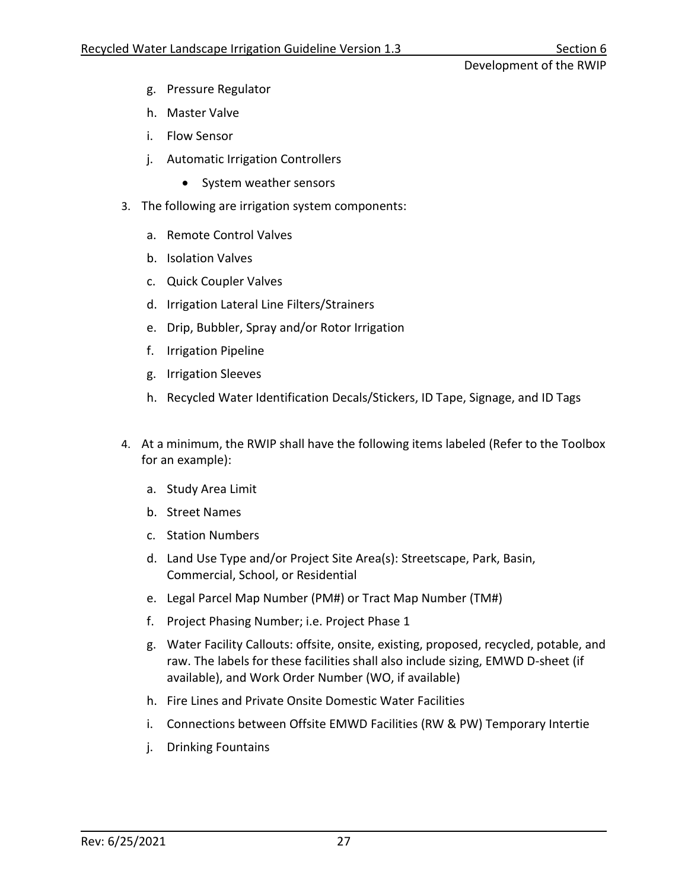g. Pressure Regulator
   h. Master Valve
   i. Flow Sensor
   j. Automatic Irrigation Controllers
      - System weather sensors

3. The following are irrigation system components:
   a. Remote Control Valves
   b. Isolation Valves
   c. Quick Coupler Valves
   d. Irrigation Lateral Line Filters/Strainers
   e. Drip, Bubbler, Spray and/or Rotor Irrigation
   f. Irrigation Pipeline
   g. Irrigation Sleeves
   h. Recycled Water Identification Decals/Stickers, ID Tape, Signage, and ID Tags

4. At a minimum, the RWIP shall have the following items labeled (Refer to the Toolbox for an example):
   a. Study Area Limit
   b. Street Names
   c. Station Numbers
   d. Land Use Type and/or Project Site Area(s): Streetscape, Park, Basin, Commercial, School, or Residential
   e. Legal Parcel Map Number (PM#) or Tract Map Number (TM#)
   f. Project Phasing Number; i.e. Project Phase 1
   g. Water Facility Callouts: offsite, onsite, existing, proposed, recycled, potable, and raw. The labels for these facilities shall also include sizing, EMWD D-sheet (if available), and Work Order Number (WO, if available)
   h. Fire Lines and Private Onsite Domestic Water Facilities
   i. Connections between Offsite EMWD Facilities (RW & PW) Temporary Intertie
   j. Drinking Fountains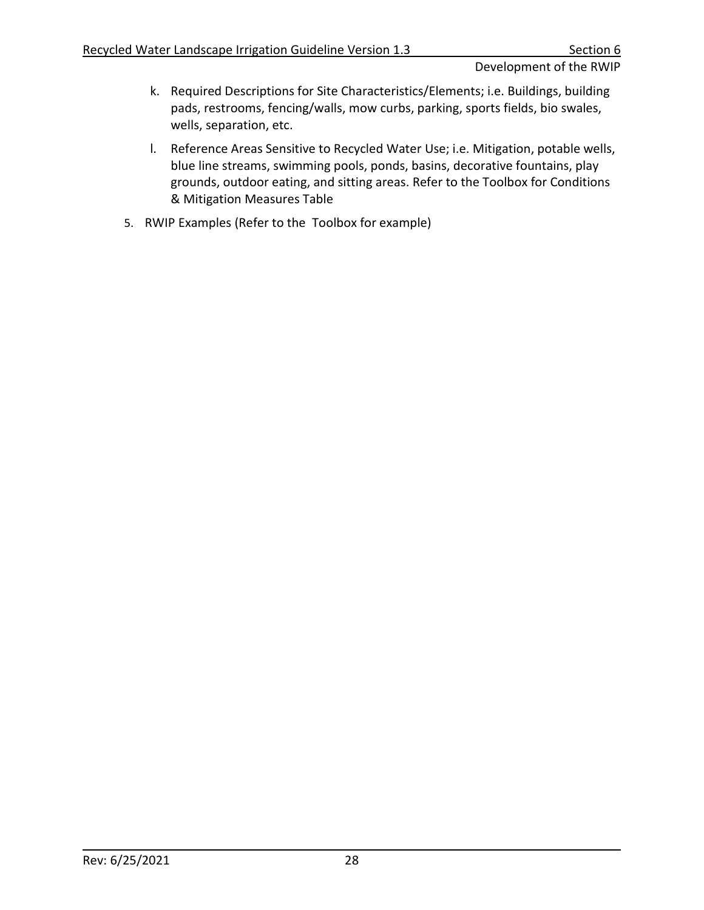k. Required Descriptions for Site Characteristics/Elements; i.e. Buildings, building pads, restrooms, fencing/walls, mow curbs, parking, sports fields, bio swales, wells, separation, etc.

l. Reference Areas Sensitive to Recycled Water Use; i.e. Mitigation, potable wells, blue line streams, swimming pools, ponds, basins, decorative fountains, play grounds, outdoor eating, and sitting areas. Refer to the Toolbox for Conditions & Mitigation Measures Table

5. RWIP Examples (Refer to the  Toolbox for example)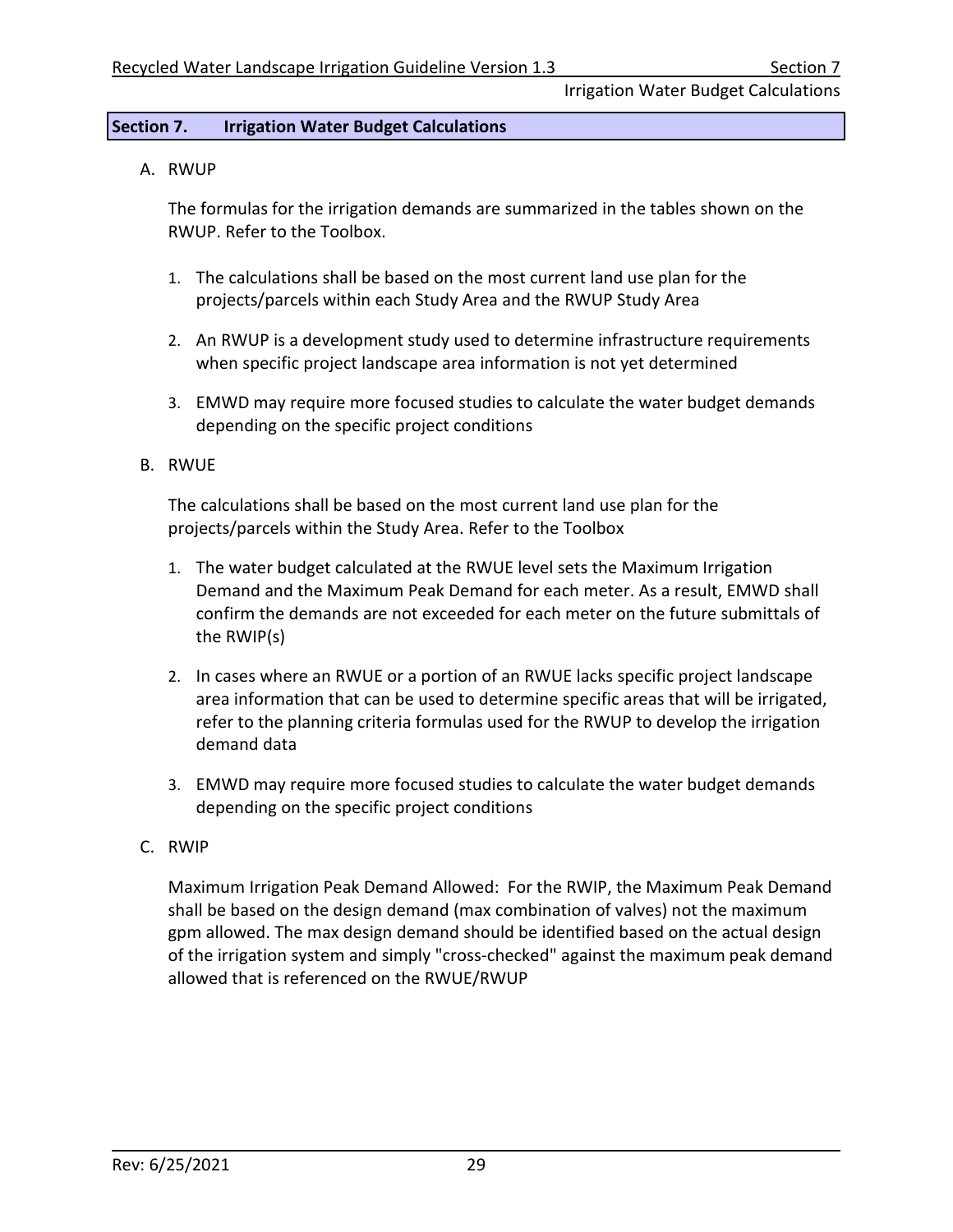## Section 7. Irrigation Water Budget Calculations

A. RWUP

The formulas for the irrigation demands are summarized in the tables shown on the RWUP. Refer to the Toolbox.

1. The calculations shall be based on the most current land use plan for the projects/parcels within each Study Area and the RWUP Study Area

2. An RWUP is a development study used to determine infrastructure requirements when specific project landscape area information is not yet determined

3. EMWD may require more focused studies to calculate the water budget demands depending on the specific project conditions

B. RWUE

The calculations shall be based on the most current land use plan for the projects/parcels within the Study Area. Refer to the Toolbox

1. The water budget calculated at the RWUE level sets the Maximum Irrigation Demand and the Maximum Peak Demand for each meter. As a result, EMWD shall confirm the demands are not exceeded for each meter on the future submittals of the RWIP(s)

2. In cases where an RWUE or a portion of an RWUE lacks specific project landscape area information that can be used to determine specific areas that will be irrigated, refer to the planning criteria formulas used for the RWUP to develop the irrigation demand data

3. EMWD may require more focused studies to calculate the water budget demands depending on the specific project conditions

C. RWIP

Maximum Irrigation Peak Demand Allowed: For the RWIP, the Maximum Peak Demand shall be based on the design demand (max combination of valves) not the maximum gpm allowed. The max design demand should be identified based on the actual design of the irrigation system and simply "cross-checked" against the maximum peak demand allowed that is referenced on the RWUE/RWUP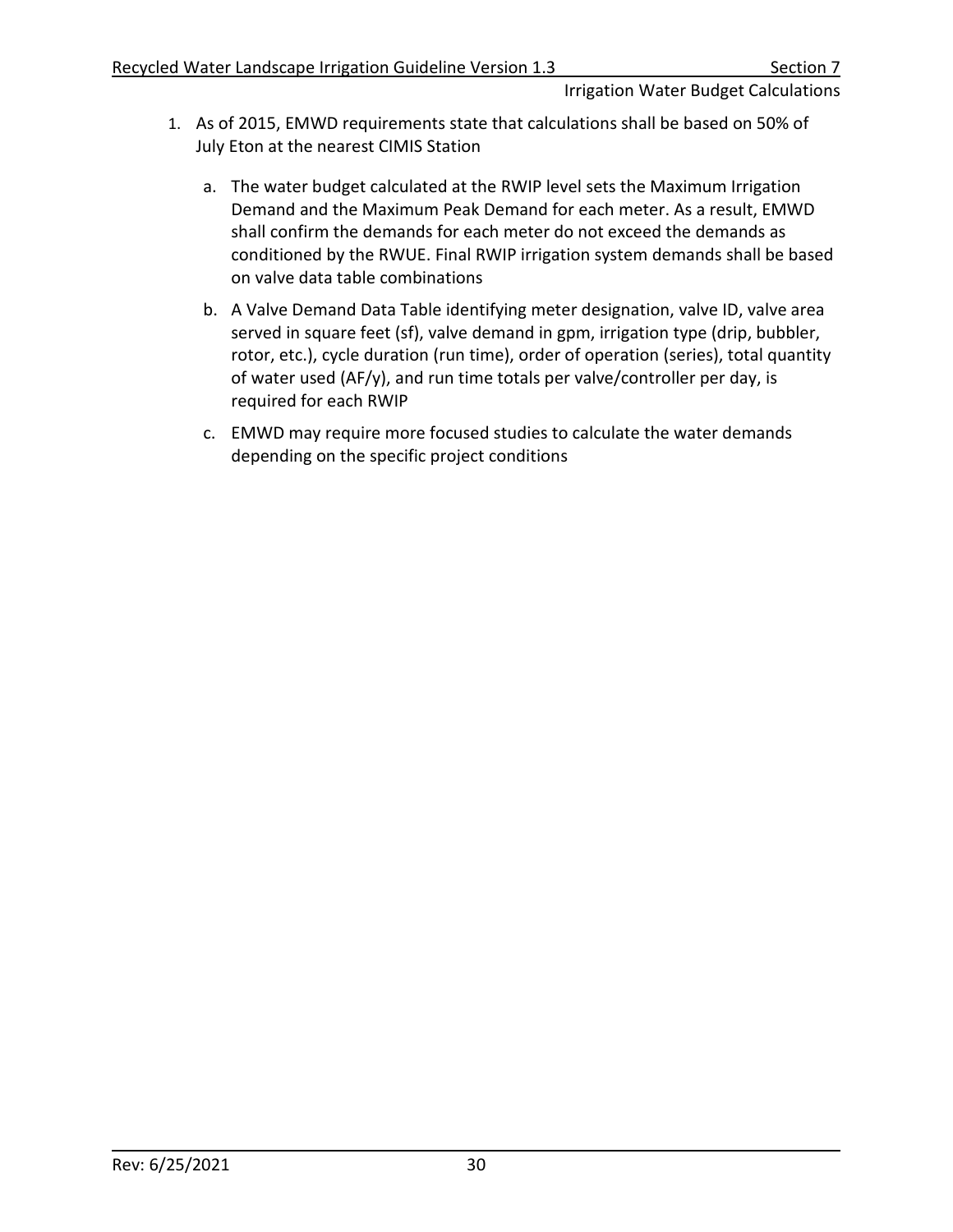1. As of 2015, EMWD requirements state that calculations shall be based on 50% of July Eton at the nearest CIMIS Station

    a. The water budget calculated at the RWIP level sets the Maximum Irrigation Demand and the Maximum Peak Demand for each meter. As a result, EMWD shall confirm the demands for each meter do not exceed the demands as conditioned by the RWUE. Final RWIP irrigation system demands shall be based on valve data table combinations

    b. A Valve Demand Data Table identifying meter designation, valve ID, valve area served in square feet (sf), valve demand in gpm, irrigation type (drip, bubbler, rotor, etc.), cycle duration (run time), order of operation (series), total quantity of water used (AF/y), and run time totals per valve/controller per day, is required for each RWIP

    c. EMWD may require more focused studies to calculate the water demands depending on the specific project conditions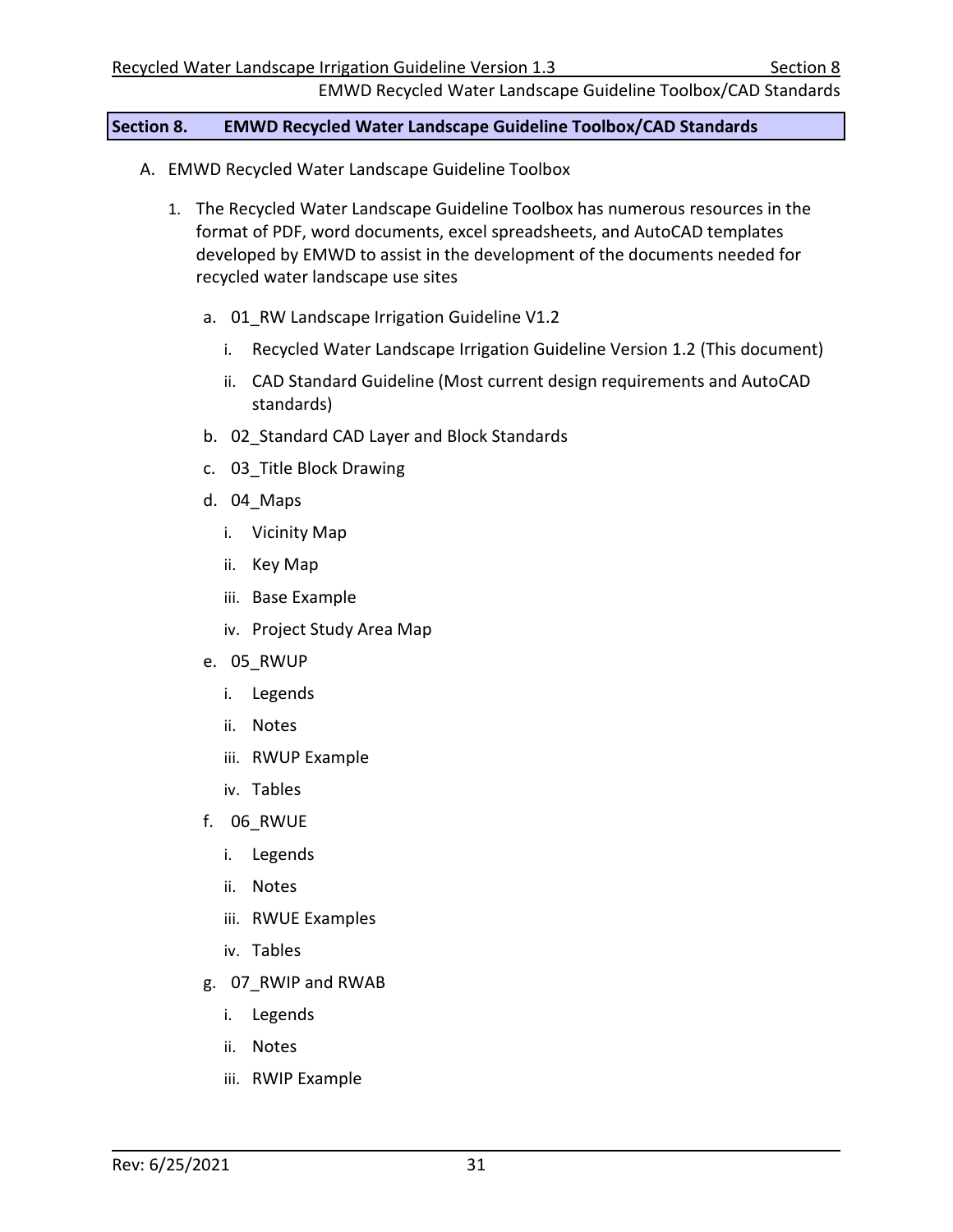## Section 8. EMWD Recycled Water Landscape Guideline Toolbox/CAD Standards

A. EMWD Recycled Water Landscape Guideline Toolbox

1. The Recycled Water Landscape Guideline Toolbox has numerous resources in the format of PDF, word documents, excel spreadsheets, and AutoCAD templates developed by EMWD to assist in the development of the documents needed for recycled water landscape use sites

   a. 01_RW Landscape Irrigation Guideline V1.2

      i. Recycled Water Landscape Irrigation Guideline Version 1.2 (This document)

      ii. CAD Standard Guideline (Most current design requirements and AutoCAD standards)

   b. 02_Standard CAD Layer and Block Standards

   c. 03_Title Block Drawing

   d. 04_Maps

      i. Vicinity Map

      ii. Key Map

      iii. Base Example

      iv. Project Study Area Map

   e. 05_RWUP

      i. Legends

      ii. Notes

      iii. RWUP Example

      iv. Tables

   f. 06_RWUE

      i. Legends

      ii. Notes

      iii. RWUE Examples

      iv. Tables

   g. 07_RWIP and RWAB

      i. Legends

      ii. Notes

      iii. RWIP Example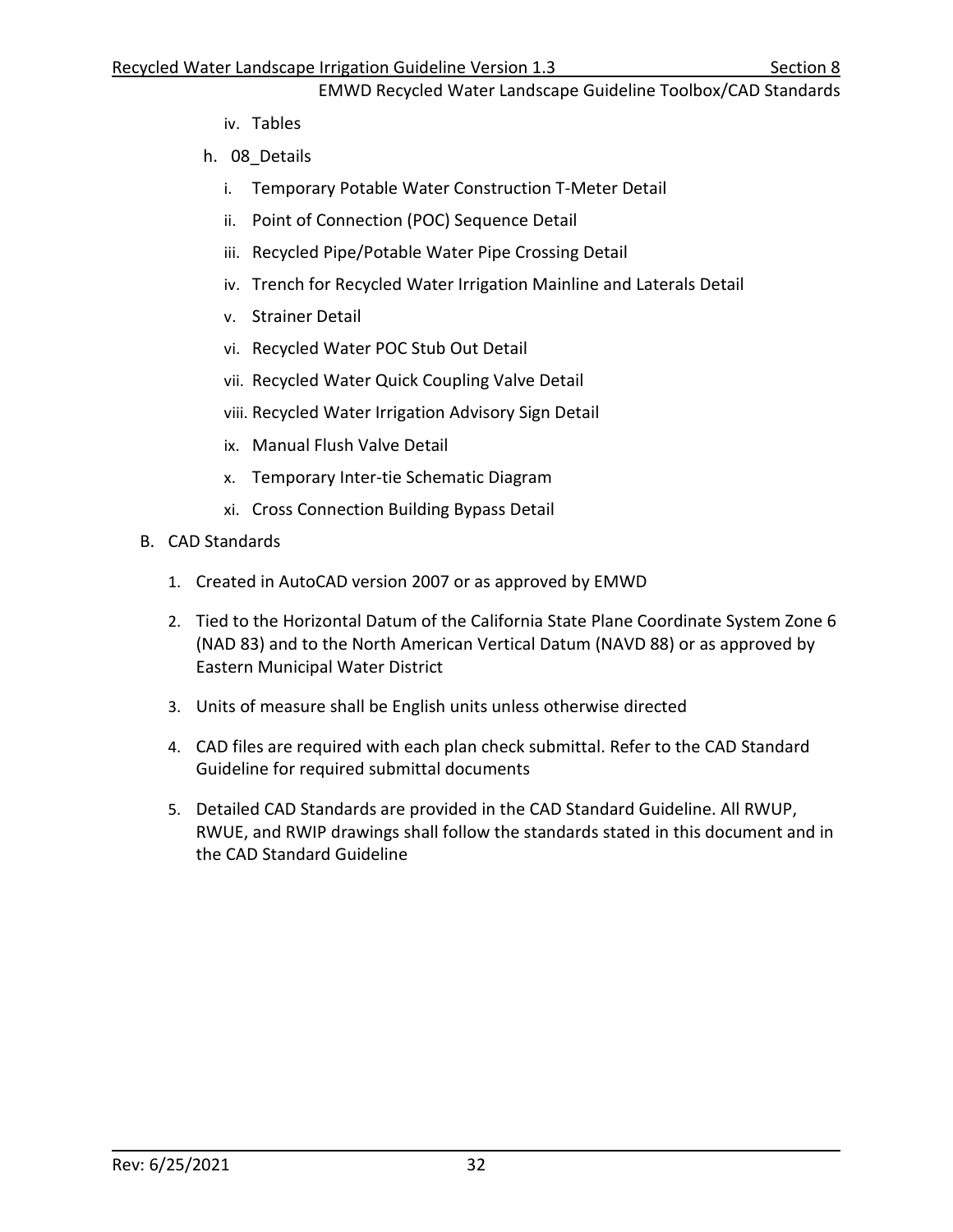iv. Tables

h. 08_Details

   i. Temporary Potable Water Construction T-Meter Detail
   ii. Point of Connection (POC) Sequence Detail
   iii. Recycled Pipe/Potable Water Pipe Crossing Detail
   iv. Trench for Recycled Water Irrigation Mainline and Laterals Detail
   v. Strainer Detail
   vi. Recycled Water POC Stub Out Detail
   vii. Recycled Water Quick Coupling Valve Detail
   viii. Recycled Water Irrigation Advisory Sign Detail
   ix. Manual Flush Valve Detail
   x. Temporary Inter-tie Schematic Diagram
   xi. Cross Connection Building Bypass Detail

B. CAD Standards

1. Created in AutoCAD version 2007 or as approved by EMWD
2. Tied to the Horizontal Datum of the California State Plane Coordinate System Zone 6 (NAD 83) and to the North American Vertical Datum (NAVD 88) or as approved by Eastern Municipal Water District
3. Units of measure shall be English units unless otherwise directed
4. CAD files are required with each plan check submittal. Refer to the CAD Standard Guideline for required submittal documents
5. Detailed CAD Standards are provided in the CAD Standard Guideline. All RWUP, RWUE, and RWIP drawings shall follow the standards stated in this document and in the CAD Standard Guideline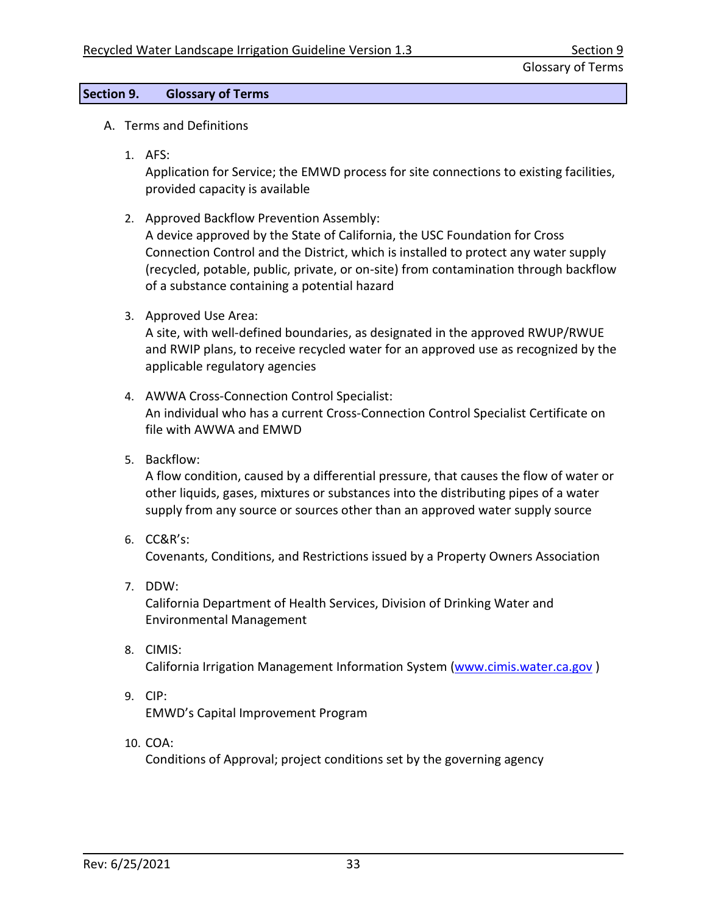## Section 9. Glossary of Terms

A. Terms and Definitions

1. AFS:
   Application for Service; the EMWD process for site connections to existing facilities, provided capacity is available

2. Approved Backflow Prevention Assembly:
   A device approved by the State of California, the USC Foundation for Cross Connection Control and the District, which is installed to protect any water supply (recycled, potable, public, private, or on-site) from contamination through backflow of a substance containing a potential hazard

3. Approved Use Area:
   A site, with well-defined boundaries, as designated in the approved RWUP/RWUE and RWIP plans, to receive recycled water for an approved use as recognized by the applicable regulatory agencies

4. AWWA Cross-Connection Control Specialist:
   An individual who has a current Cross-Connection Control Specialist Certificate on file with AWWA and EMWD

5. Backflow:
   A flow condition, caused by a differential pressure, that causes the flow of water or other liquids, gases, mixtures or substances into the distributing pipes of a water supply from any source or sources other than an approved water supply source

6. CC&R's:
   Covenants, Conditions, and Restrictions issued by a Property Owners Association

7. DDW:
   California Department of Health Services, Division of Drinking Water and Environmental Management

8. CIMIS:
   California Irrigation Management Information System (www.cimis.water.ca.gov )

9. CIP:
   EMWD's Capital Improvement Program

10. COA:
    Conditions of Approval; project conditions set by the governing agency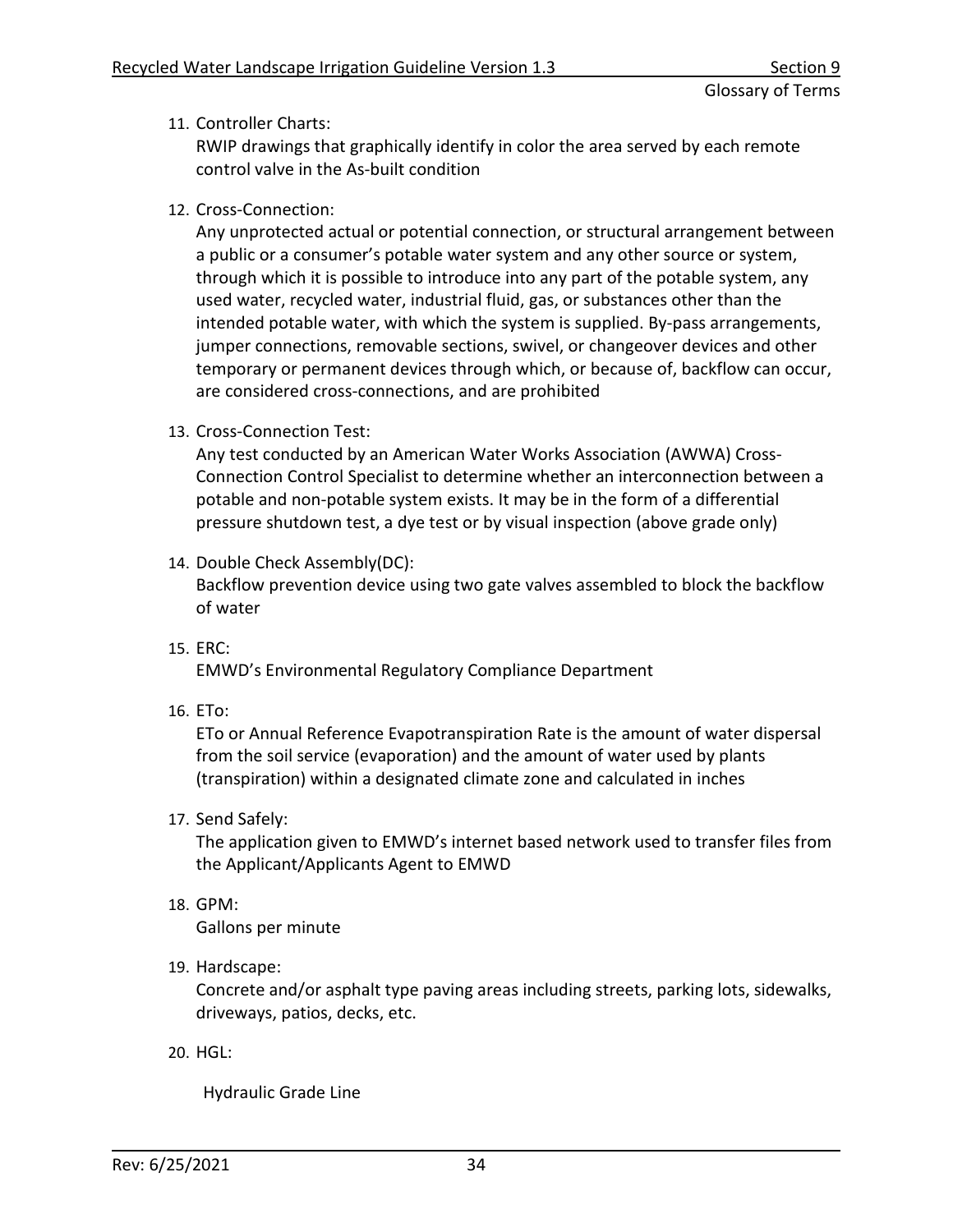11. Controller Charts:
    RWIP drawings that graphically identify in color the area served by each remote control valve in the As-built condition

12. Cross-Connection:
    Any unprotected actual or potential connection, or structural arrangement between a public or a consumer's potable water system and any other source or system, through which it is possible to introduce into any part of the potable system, any used water, recycled water, industrial fluid, gas, or substances other than the intended potable water, with which the system is supplied. By-pass arrangements, jumper connections, removable sections, swivel, or changeover devices and other temporary or permanent devices through which, or because of, backflow can occur, are considered cross-connections, and are prohibited

13. Cross-Connection Test:
    Any test conducted by an American Water Works Association (AWWA) Cross-Connection Control Specialist to determine whether an interconnection between a potable and non-potable system exists. It may be in the form of a differential pressure shutdown test, a dye test or by visual inspection (above grade only)

14. Double Check Assembly(DC):
    Backflow prevention device using two gate valves assembled to block the backflow of water

15. ERC:
    EMWD's Environmental Regulatory Compliance Department

16. ETo:
    ETo or Annual Reference Evapotranspiration Rate is the amount of water dispersal from the soil service (evaporation) and the amount of water used by plants (transpiration) within a designated climate zone and calculated in inches

17. Send Safely:
    The application given to EMWD's internet based network used to transfer files from the Applicant/Applicants Agent to EMWD

18. GPM:
    Gallons per minute

19. Hardscape:
    Concrete and/or asphalt type paving areas including streets, parking lots, sidewalks, driveways, patios, decks, etc.

20. HGL:

    Hydraulic Grade Line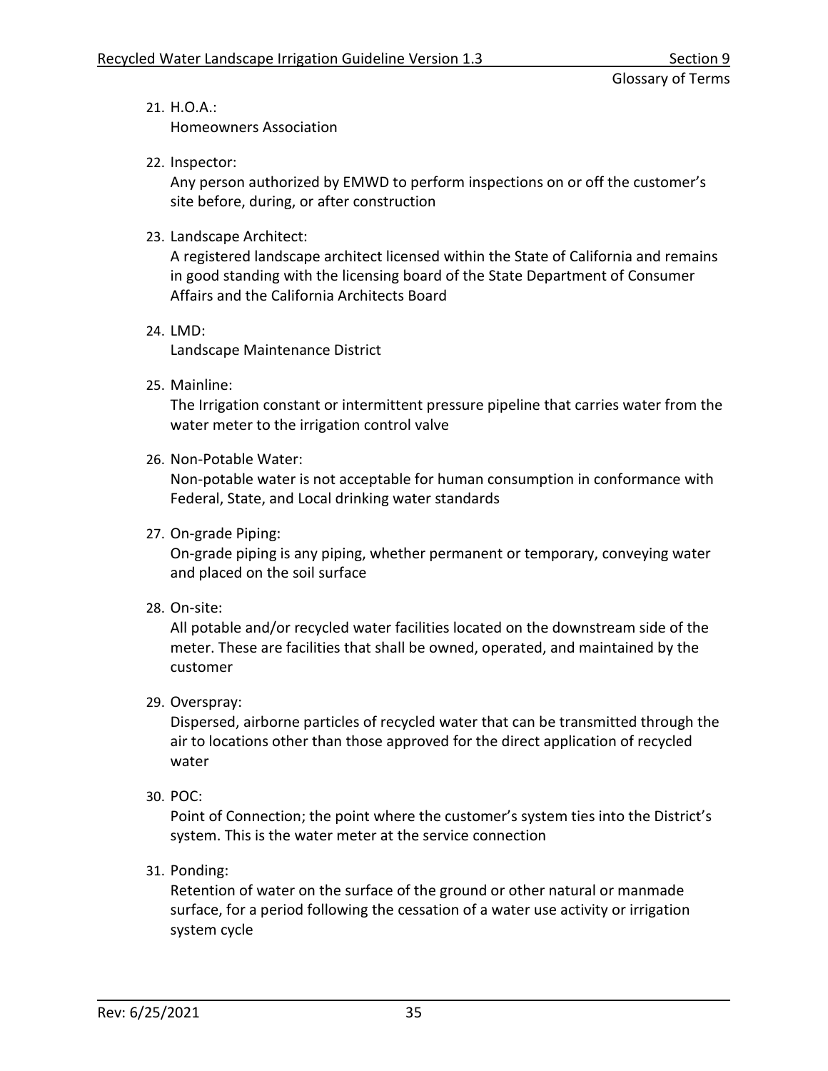21. H.O.A.:
    Homeowners Association

22. Inspector:
    Any person authorized by EMWD to perform inspections on or off the customer's site before, during, or after construction

23. Landscape Architect:
    A registered landscape architect licensed within the State of California and remains in good standing with the licensing board of the State Department of Consumer Affairs and the California Architects Board

24. LMD:
    Landscape Maintenance District

25. Mainline:
    The Irrigation constant or intermittent pressure pipeline that carries water from the water meter to the irrigation control valve

26. Non-Potable Water:
    Non-potable water is not acceptable for human consumption in conformance with Federal, State, and Local drinking water standards

27. On-grade Piping:
    On-grade piping is any piping, whether permanent or temporary, conveying water and placed on the soil surface

28. On-site:
    All potable and/or recycled water facilities located on the downstream side of the meter. These are facilities that shall be owned, operated, and maintained by the customer

29. Overspray:
    Dispersed, airborne particles of recycled water that can be transmitted through the air to locations other than those approved for the direct application of recycled water

30. POC:
    Point of Connection; the point where the customer's system ties into the District's system. This is the water meter at the service connection

31. Ponding:
    Retention of water on the surface of the ground or other natural or manmade surface, for a period following the cessation of a water use activity or irrigation system cycle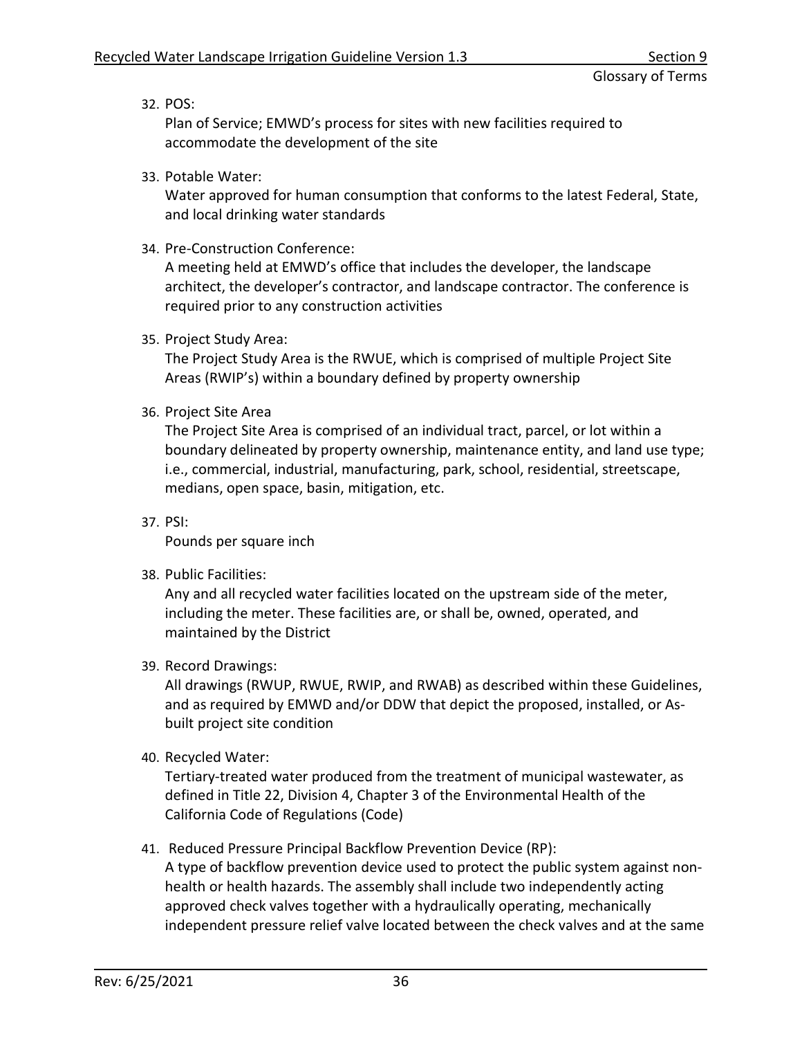32. POS:
    Plan of Service; EMWD's process for sites with new facilities required to accommodate the development of the site

33. Potable Water:
    Water approved for human consumption that conforms to the latest Federal, State, and local drinking water standards

34. Pre-Construction Conference:
    A meeting held at EMWD's office that includes the developer, the landscape architect, the developer's contractor, and landscape contractor. The conference is required prior to any construction activities

35. Project Study Area:
    The Project Study Area is the RWUE, which is comprised of multiple Project Site Areas (RWIP's) within a boundary defined by property ownership

36. Project Site Area
    The Project Site Area is comprised of an individual tract, parcel, or lot within a boundary delineated by property ownership, maintenance entity, and land use type; i.e., commercial, industrial, manufacturing, park, school, residential, streetscape, medians, open space, basin, mitigation, etc.

37. PSI:
    Pounds per square inch

38. Public Facilities:
    Any and all recycled water facilities located on the upstream side of the meter, including the meter. These facilities are, or shall be, owned, operated, and maintained by the District

39. Record Drawings:
    All drawings (RWUP, RWUE, RWIP, and RWAB) as described within these Guidelines, and as required by EMWD and/or DDW that depict the proposed, installed, or As-built project site condition

40. Recycled Water:
    Tertiary-treated water produced from the treatment of municipal wastewater, as defined in Title 22, Division 4, Chapter 3 of the Environmental Health of the California Code of Regulations (Code)

41. Reduced Pressure Principal Backflow Prevention Device (RP):
    A type of backflow prevention device used to protect the public system against non-health or health hazards. The assembly shall include two independently acting approved check valves together with a hydraulically operating, mechanically independent pressure relief valve located between the check valves and at the same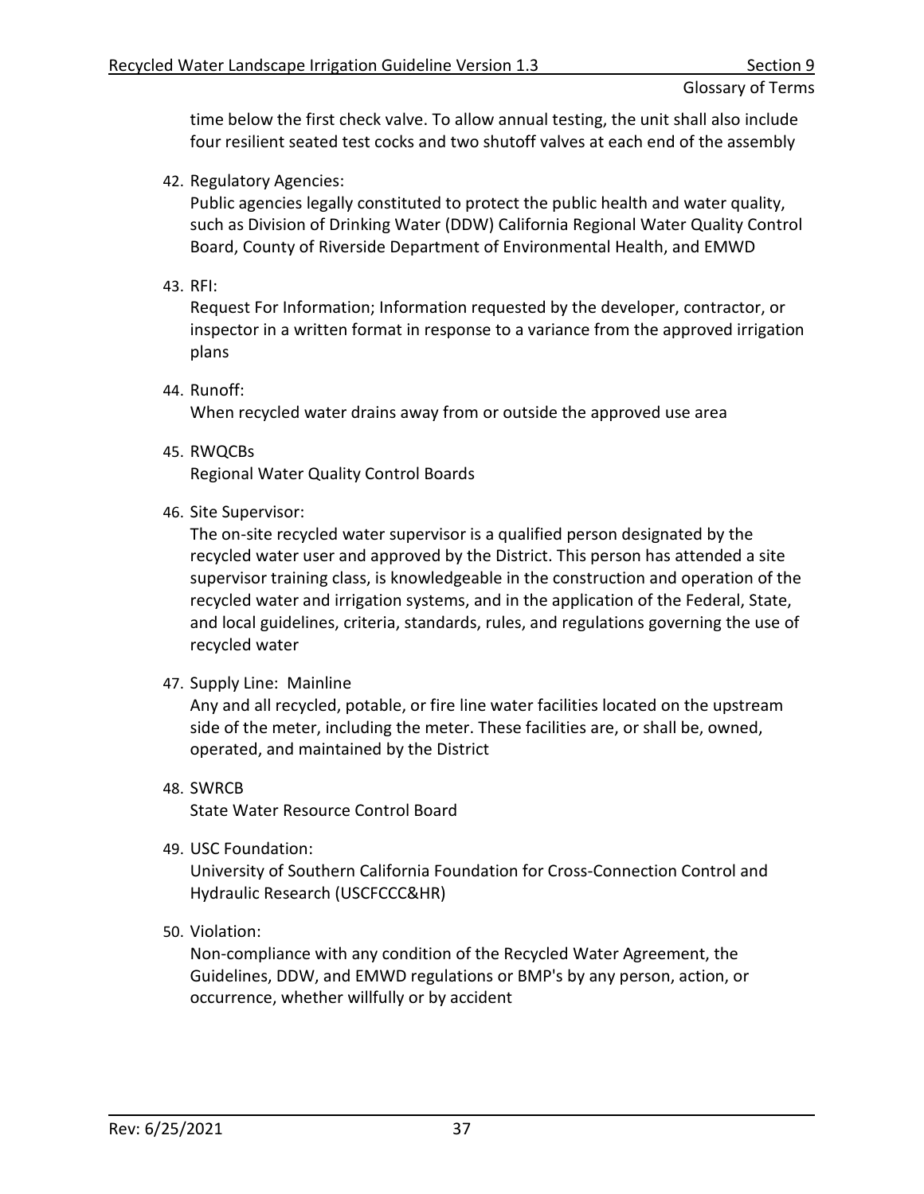time below the first check valve. To allow annual testing, the unit shall also include four resilient seated test cocks and two shutoff valves at each end of the assembly

42. Regulatory Agencies:
    Public agencies legally constituted to protect the public health and water quality, such as Division of Drinking Water (DDW) California Regional Water Quality Control Board, County of Riverside Department of Environmental Health, and EMWD

43. RFI:
    Request For Information; Information requested by the developer, contractor, or inspector in a written format in response to a variance from the approved irrigation plans

44. Runoff:
    When recycled water drains away from or outside the approved use area

45. RWQCBs
    Regional Water Quality Control Boards

46. Site Supervisor:
    The on-site recycled water supervisor is a qualified person designated by the recycled water user and approved by the District. This person has attended a site supervisor training class, is knowledgeable in the construction and operation of the recycled water and irrigation systems, and in the application of the Federal, State, and local guidelines, criteria, standards, rules, and regulations governing the use of recycled water

47. Supply Line: Mainline
    Any and all recycled, potable, or fire line water facilities located on the upstream side of the meter, including the meter. These facilities are, or shall be, owned, operated, and maintained by the District

48. SWRCB
    State Water Resource Control Board

49. USC Foundation:
    University of Southern California Foundation for Cross-Connection Control and Hydraulic Research (USCFCCC&HR)

50. Violation:
    Non-compliance with any condition of the Recycled Water Agreement, the Guidelines, DDW, and EMWD regulations or BMP's by any person, action, or occurrence, whether willfully or by accident